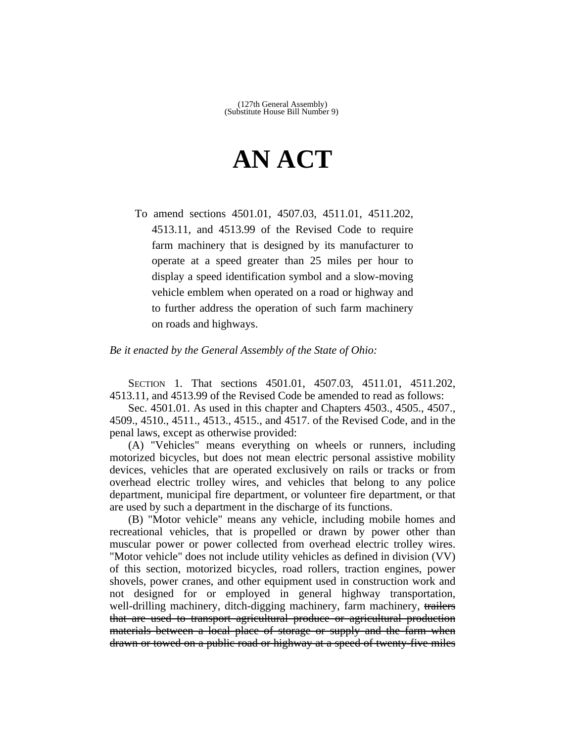(127th General Assembly)
(Substitute House Bill Number 9)

# AN ACT

To amend sections 4501.01, 4507.03, 4511.01, 4511.202, 4513.11, and 4513.99 of the Revised Code to require farm machinery that is designed by its manufacturer to operate at a speed greater than 25 miles per hour to display a speed identification symbol and a slow-moving vehicle emblem when operated on a road or highway and to further address the operation of such farm machinery on roads and highways.

*Be it enacted by the General Assembly of the State of Ohio:*

SECTION 1. That sections 4501.01, 4507.03, 4511.01, 4511.202, 4513.11, and 4513.99 of the Revised Code be amended to read as follows:

Sec. 4501.01. As used in this chapter and Chapters 4503., 4505., 4507., 4509., 4510., 4511., 4513., 4515., and 4517. of the Revised Code, and in the penal laws, except as otherwise provided:

(A) "Vehicles" means everything on wheels or runners, including motorized bicycles, but does not mean electric personal assistive mobility devices, vehicles that are operated exclusively on rails or tracks or from overhead electric trolley wires, and vehicles that belong to any police department, municipal fire department, or volunteer fire department, or that are used by such a department in the discharge of its functions.

(B) "Motor vehicle" means any vehicle, including mobile homes and recreational vehicles, that is propelled or drawn by power other than muscular power or power collected from overhead electric trolley wires. "Motor vehicle" does not include utility vehicles as defined in division (VV) of this section, motorized bicycles, road rollers, traction engines, power shovels, power cranes, and other equipment used in construction work and not designed for or employed in general highway transportation, well-drilling machinery, ditch-digging machinery, farm machinery, ~~trailers that are used to transport agricultural produce or agricultural production materials between a local place of storage or supply and the farm when drawn or towed on a public road or highway at a speed of twenty-five miles~~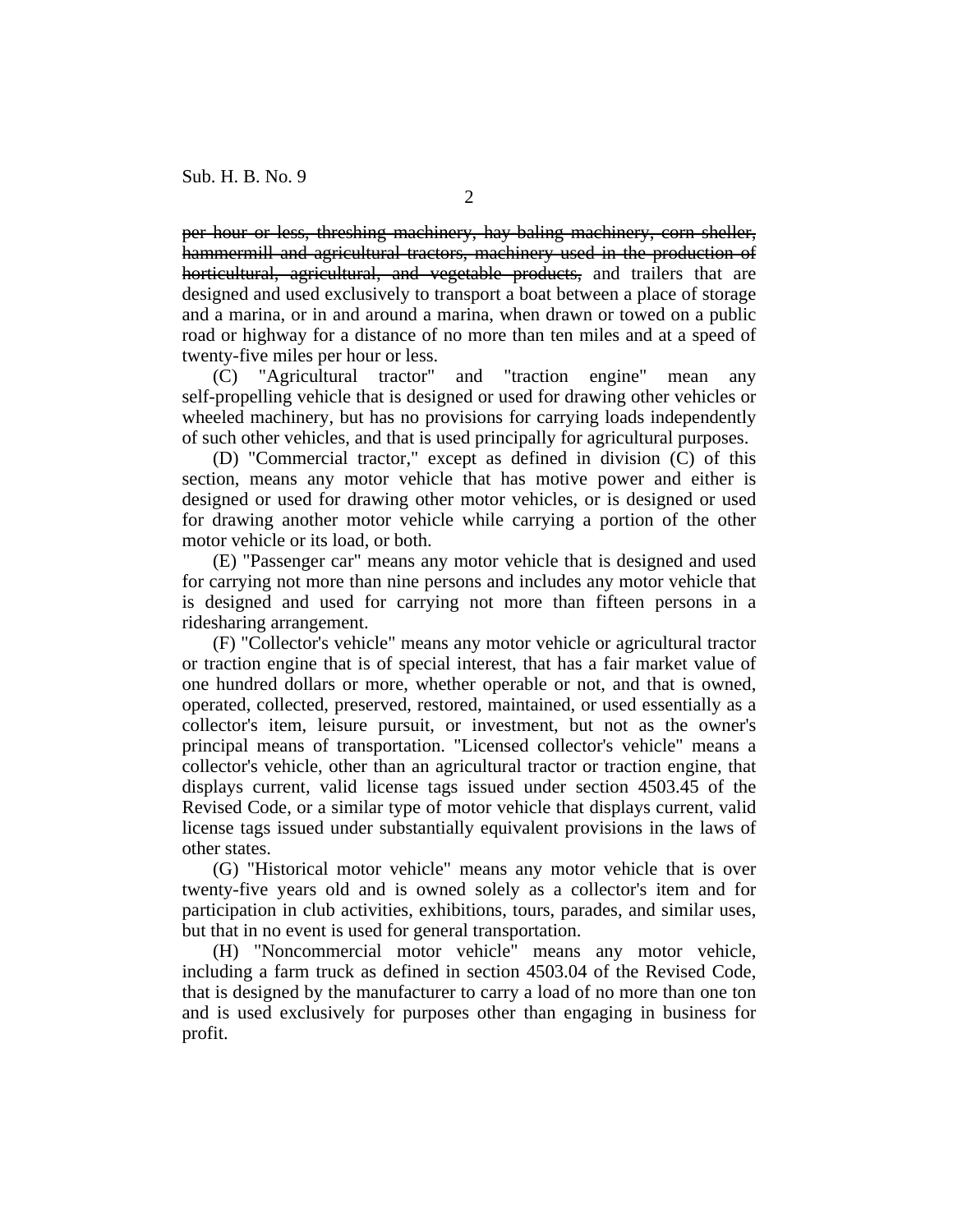~~per hour or less, threshing machinery, hay baling machinery, corn sheller, hammermill and agricultural tractors, machinery used in the production of horticultural, agricultural, and vegetable products,~~ and trailers that are designed and used exclusively to transport a boat between a place of storage and a marina, or in and around a marina, when drawn or towed on a public road or highway for a distance of no more than ten miles and at a speed of twenty-five miles per hour or less.

(C) "Agricultural tractor" and "traction engine" mean any self-propelling vehicle that is designed or used for drawing other vehicles or wheeled machinery, but has no provisions for carrying loads independently of such other vehicles, and that is used principally for agricultural purposes.

(D) "Commercial tractor," except as defined in division (C) of this section, means any motor vehicle that has motive power and either is designed or used for drawing other motor vehicles, or is designed or used for drawing another motor vehicle while carrying a portion of the other motor vehicle or its load, or both.

(E) "Passenger car" means any motor vehicle that is designed and used for carrying not more than nine persons and includes any motor vehicle that is designed and used for carrying not more than fifteen persons in a ridesharing arrangement.

(F) "Collector's vehicle" means any motor vehicle or agricultural tractor or traction engine that is of special interest, that has a fair market value of one hundred dollars or more, whether operable or not, and that is owned, operated, collected, preserved, restored, maintained, or used essentially as a collector's item, leisure pursuit, or investment, but not as the owner's principal means of transportation. "Licensed collector's vehicle" means a collector's vehicle, other than an agricultural tractor or traction engine, that displays current, valid license tags issued under section 4503.45 of the Revised Code, or a similar type of motor vehicle that displays current, valid license tags issued under substantially equivalent provisions in the laws of other states.

(G) "Historical motor vehicle" means any motor vehicle that is over twenty-five years old and is owned solely as a collector's item and for participation in club activities, exhibitions, tours, parades, and similar uses, but that in no event is used for general transportation.

(H) "Noncommercial motor vehicle" means any motor vehicle, including a farm truck as defined in section 4503.04 of the Revised Code, that is designed by the manufacturer to carry a load of no more than one ton and is used exclusively for purposes other than engaging in business for profit.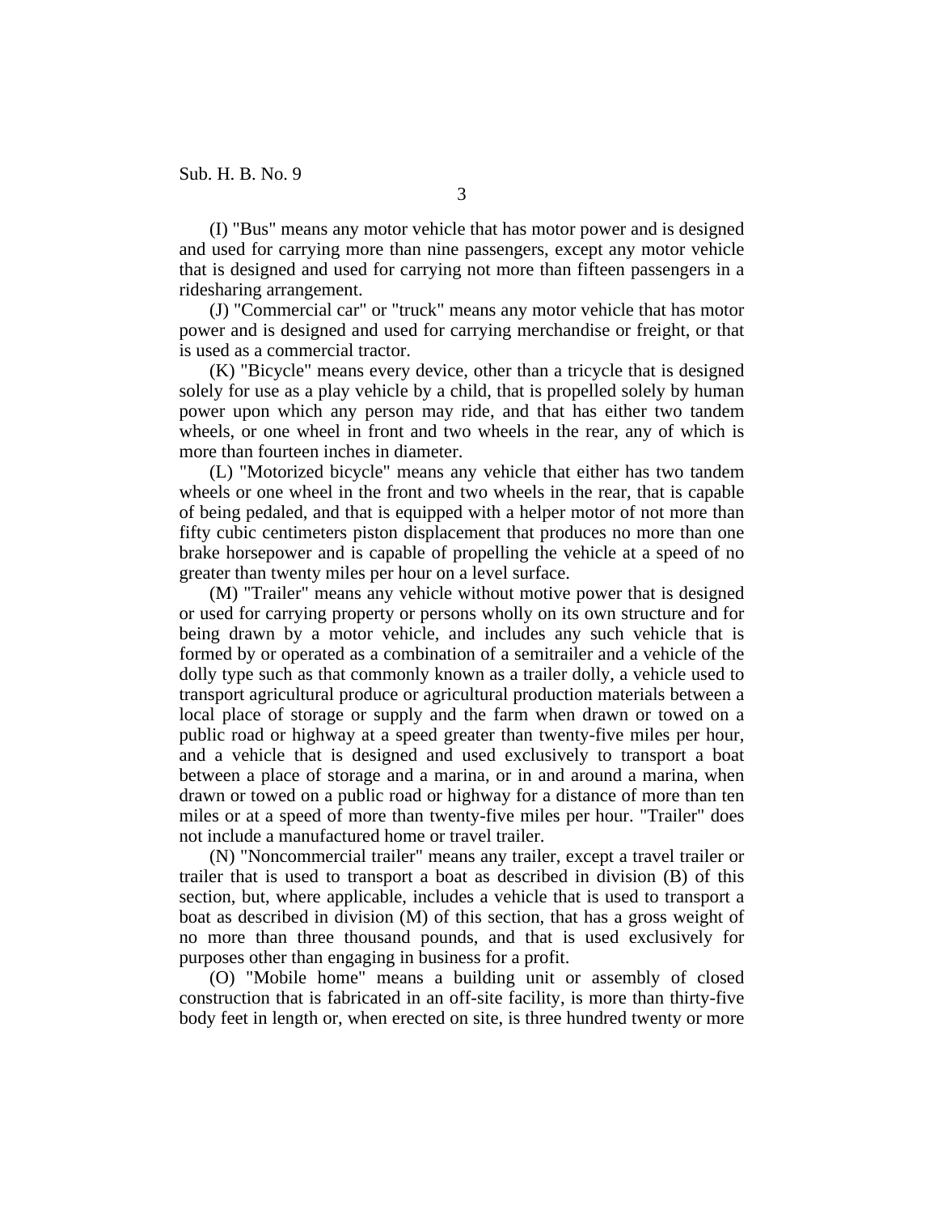(I) "Bus" means any motor vehicle that has motor power and is designed and used for carrying more than nine passengers, except any motor vehicle that is designed and used for carrying not more than fifteen passengers in a ridesharing arrangement.

(J) "Commercial car" or "truck" means any motor vehicle that has motor power and is designed and used for carrying merchandise or freight, or that is used as a commercial tractor.

(K) "Bicycle" means every device, other than a tricycle that is designed solely for use as a play vehicle by a child, that is propelled solely by human power upon which any person may ride, and that has either two tandem wheels, or one wheel in front and two wheels in the rear, any of which is more than fourteen inches in diameter.

(L) "Motorized bicycle" means any vehicle that either has two tandem wheels or one wheel in the front and two wheels in the rear, that is capable of being pedaled, and that is equipped with a helper motor of not more than fifty cubic centimeters piston displacement that produces no more than one brake horsepower and is capable of propelling the vehicle at a speed of no greater than twenty miles per hour on a level surface.

(M) "Trailer" means any vehicle without motive power that is designed or used for carrying property or persons wholly on its own structure and for being drawn by a motor vehicle, and includes any such vehicle that is formed by or operated as a combination of a semitrailer and a vehicle of the dolly type such as that commonly known as a trailer dolly, a vehicle used to transport agricultural produce or agricultural production materials between a local place of storage or supply and the farm when drawn or towed on a public road or highway at a speed greater than twenty-five miles per hour, and a vehicle that is designed and used exclusively to transport a boat between a place of storage and a marina, or in and around a marina, when drawn or towed on a public road or highway for a distance of more than ten miles or at a speed of more than twenty-five miles per hour. "Trailer" does not include a manufactured home or travel trailer.

(N) "Noncommercial trailer" means any trailer, except a travel trailer or trailer that is used to transport a boat as described in division (B) of this section, but, where applicable, includes a vehicle that is used to transport a boat as described in division (M) of this section, that has a gross weight of no more than three thousand pounds, and that is used exclusively for purposes other than engaging in business for a profit.

(O) "Mobile home" means a building unit or assembly of closed construction that is fabricated in an off-site facility, is more than thirty-five body feet in length or, when erected on site, is three hundred twenty or more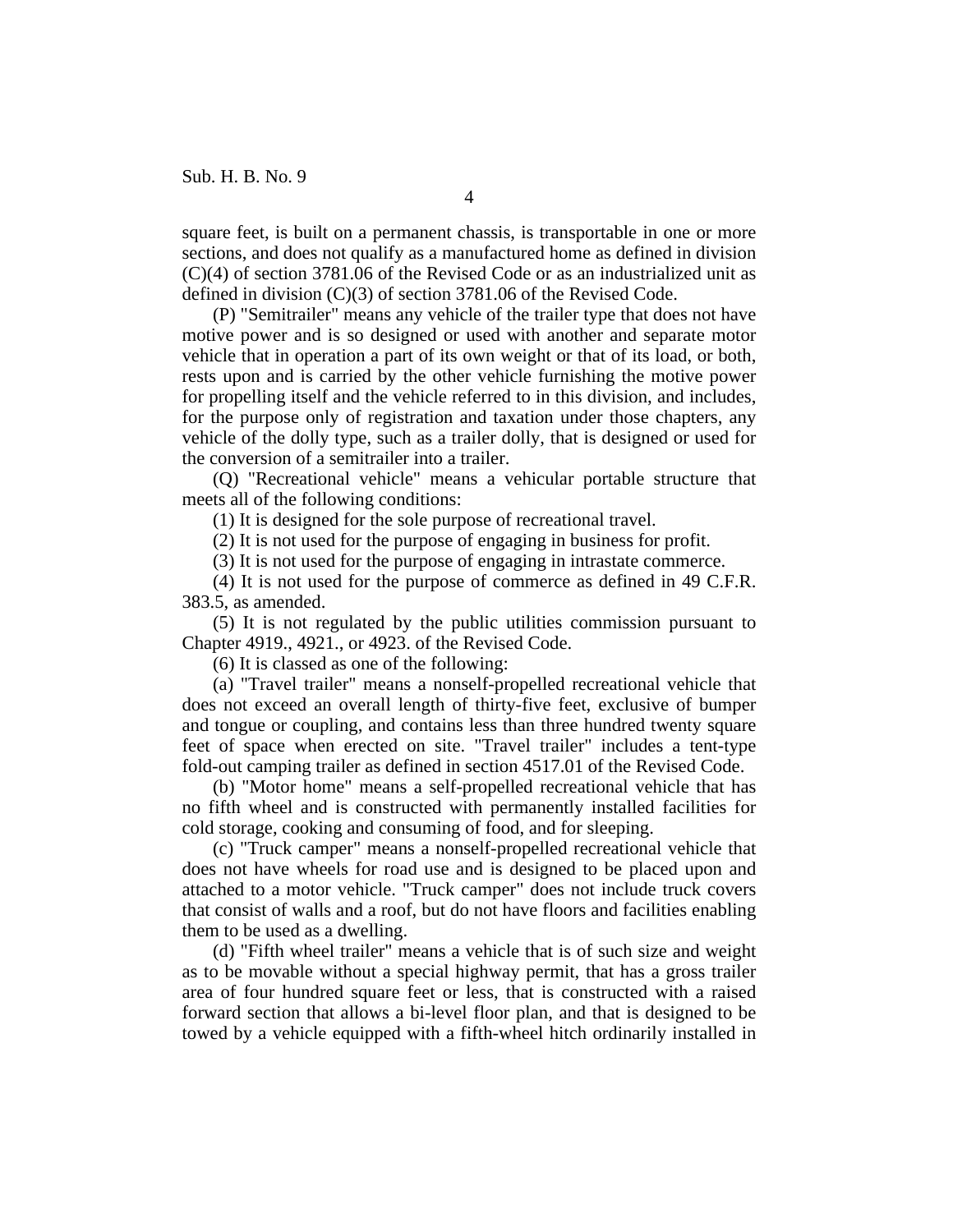square feet, is built on a permanent chassis, is transportable in one or more sections, and does not qualify as a manufactured home as defined in division (C)(4) of section 3781.06 of the Revised Code or as an industrialized unit as defined in division (C)(3) of section 3781.06 of the Revised Code.

(P) "Semitrailer" means any vehicle of the trailer type that does not have motive power and is so designed or used with another and separate motor vehicle that in operation a part of its own weight or that of its load, or both, rests upon and is carried by the other vehicle furnishing the motive power for propelling itself and the vehicle referred to in this division, and includes, for the purpose only of registration and taxation under those chapters, any vehicle of the dolly type, such as a trailer dolly, that is designed or used for the conversion of a semitrailer into a trailer.

(Q) "Recreational vehicle" means a vehicular portable structure that meets all of the following conditions:

(1) It is designed for the sole purpose of recreational travel.

(2) It is not used for the purpose of engaging in business for profit.

(3) It is not used for the purpose of engaging in intrastate commerce.

(4) It is not used for the purpose of commerce as defined in 49 C.F.R. 383.5, as amended.

(5) It is not regulated by the public utilities commission pursuant to Chapter 4919., 4921., or 4923. of the Revised Code.

(6) It is classed as one of the following:

(a) "Travel trailer" means a nonself-propelled recreational vehicle that does not exceed an overall length of thirty-five feet, exclusive of bumper and tongue or coupling, and contains less than three hundred twenty square feet of space when erected on site. "Travel trailer" includes a tent-type fold-out camping trailer as defined in section 4517.01 of the Revised Code.

(b) "Motor home" means a self-propelled recreational vehicle that has no fifth wheel and is constructed with permanently installed facilities for cold storage, cooking and consuming of food, and for sleeping.

(c) "Truck camper" means a nonself-propelled recreational vehicle that does not have wheels for road use and is designed to be placed upon and attached to a motor vehicle. "Truck camper" does not include truck covers that consist of walls and a roof, but do not have floors and facilities enabling them to be used as a dwelling.

(d) "Fifth wheel trailer" means a vehicle that is of such size and weight as to be movable without a special highway permit, that has a gross trailer area of four hundred square feet or less, that is constructed with a raised forward section that allows a bi-level floor plan, and that is designed to be towed by a vehicle equipped with a fifth-wheel hitch ordinarily installed in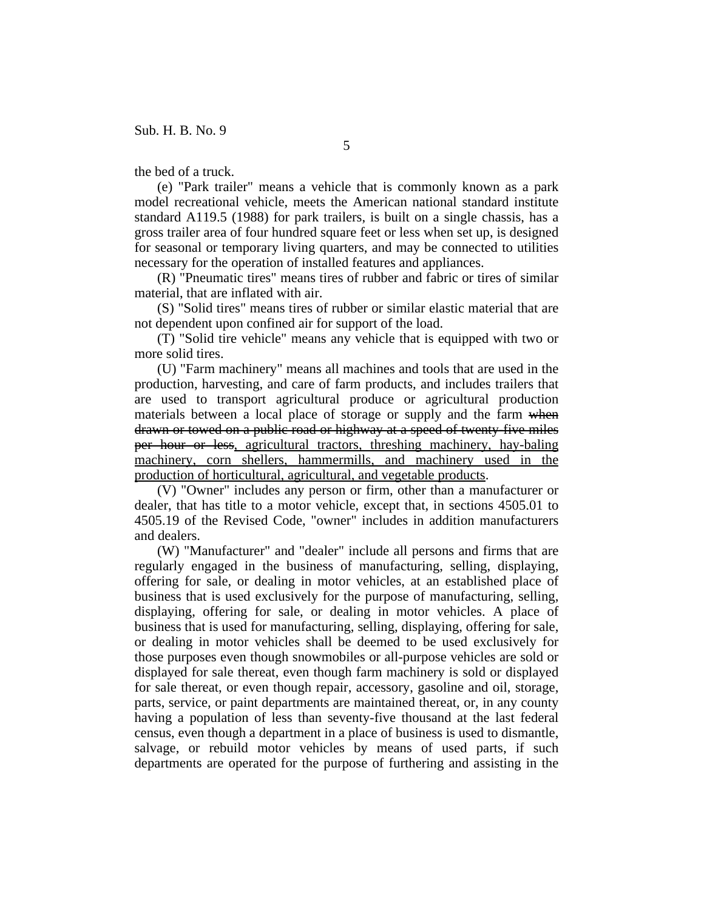the bed of a truck.

(e) "Park trailer" means a vehicle that is commonly known as a park model recreational vehicle, meets the American national standard institute standard A119.5 (1988) for park trailers, is built on a single chassis, has a gross trailer area of four hundred square feet or less when set up, is designed for seasonal or temporary living quarters, and may be connected to utilities necessary for the operation of installed features and appliances.

(R) "Pneumatic tires" means tires of rubber and fabric or tires of similar material, that are inflated with air.

(S) "Solid tires" means tires of rubber or similar elastic material that are not dependent upon confined air for support of the load.

(T) "Solid tire vehicle" means any vehicle that is equipped with two or more solid tires.

(U) "Farm machinery" means all machines and tools that are used in the production, harvesting, and care of farm products, and includes trailers that are used to transport agricultural produce or agricultural production materials between a local place of storage or supply and the farm ~~when drawn or towed on a public road or highway at a speed of twenty-five miles per hour or less~~, agricultural tractors, threshing machinery, hay-baling machinery, corn shellers, hammermills, and machinery used in the production of horticultural, agricultural, and vegetable products.

(V) "Owner" includes any person or firm, other than a manufacturer or dealer, that has title to a motor vehicle, except that, in sections 4505.01 to 4505.19 of the Revised Code, "owner" includes in addition manufacturers and dealers.

(W) "Manufacturer" and "dealer" include all persons and firms that are regularly engaged in the business of manufacturing, selling, displaying, offering for sale, or dealing in motor vehicles, at an established place of business that is used exclusively for the purpose of manufacturing, selling, displaying, offering for sale, or dealing in motor vehicles. A place of business that is used for manufacturing, selling, displaying, offering for sale, or dealing in motor vehicles shall be deemed to be used exclusively for those purposes even though snowmobiles or all-purpose vehicles are sold or displayed for sale thereat, even though farm machinery is sold or displayed for sale thereat, or even though repair, accessory, gasoline and oil, storage, parts, service, or paint departments are maintained thereat, or, in any county having a population of less than seventy-five thousand at the last federal census, even though a department in a place of business is used to dismantle, salvage, or rebuild motor vehicles by means of used parts, if such departments are operated for the purpose of furthering and assisting in the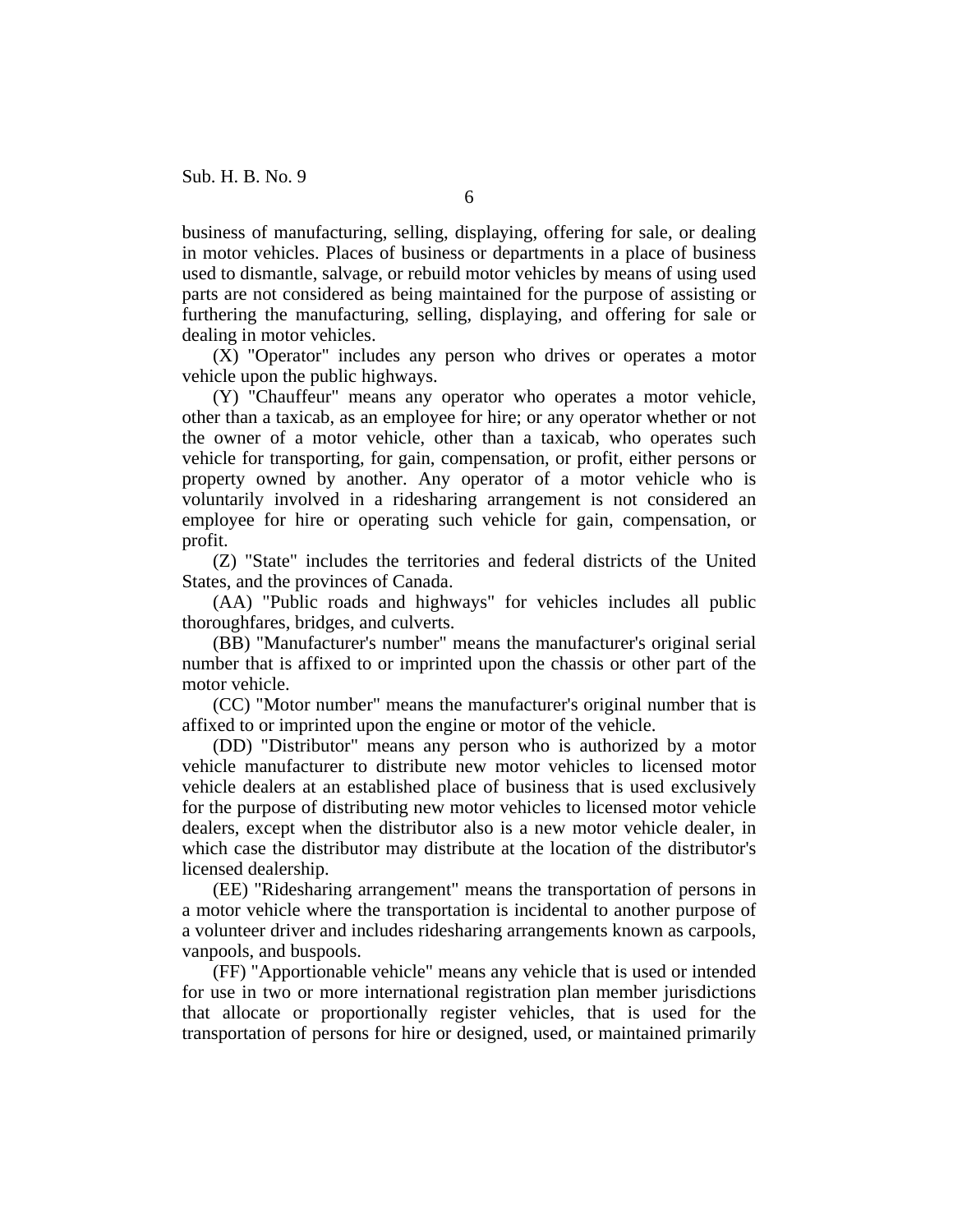business of manufacturing, selling, displaying, offering for sale, or dealing in motor vehicles. Places of business or departments in a place of business used to dismantle, salvage, or rebuild motor vehicles by means of using used parts are not considered as being maintained for the purpose of assisting or furthering the manufacturing, selling, displaying, and offering for sale or dealing in motor vehicles.

(X) "Operator" includes any person who drives or operates a motor vehicle upon the public highways.

(Y) "Chauffeur" means any operator who operates a motor vehicle, other than a taxicab, as an employee for hire; or any operator whether or not the owner of a motor vehicle, other than a taxicab, who operates such vehicle for transporting, for gain, compensation, or profit, either persons or property owned by another. Any operator of a motor vehicle who is voluntarily involved in a ridesharing arrangement is not considered an employee for hire or operating such vehicle for gain, compensation, or profit.

(Z) "State" includes the territories and federal districts of the United States, and the provinces of Canada.

(AA) "Public roads and highways" for vehicles includes all public thoroughfares, bridges, and culverts.

(BB) "Manufacturer's number" means the manufacturer's original serial number that is affixed to or imprinted upon the chassis or other part of the motor vehicle.

(CC) "Motor number" means the manufacturer's original number that is affixed to or imprinted upon the engine or motor of the vehicle.

(DD) "Distributor" means any person who is authorized by a motor vehicle manufacturer to distribute new motor vehicles to licensed motor vehicle dealers at an established place of business that is used exclusively for the purpose of distributing new motor vehicles to licensed motor vehicle dealers, except when the distributor also is a new motor vehicle dealer, in which case the distributor may distribute at the location of the distributor's licensed dealership.

(EE) "Ridesharing arrangement" means the transportation of persons in a motor vehicle where the transportation is incidental to another purpose of a volunteer driver and includes ridesharing arrangements known as carpools, vanpools, and buspools.

(FF) "Apportionable vehicle" means any vehicle that is used or intended for use in two or more international registration plan member jurisdictions that allocate or proportionally register vehicles, that is used for the transportation of persons for hire or designed, used, or maintained primarily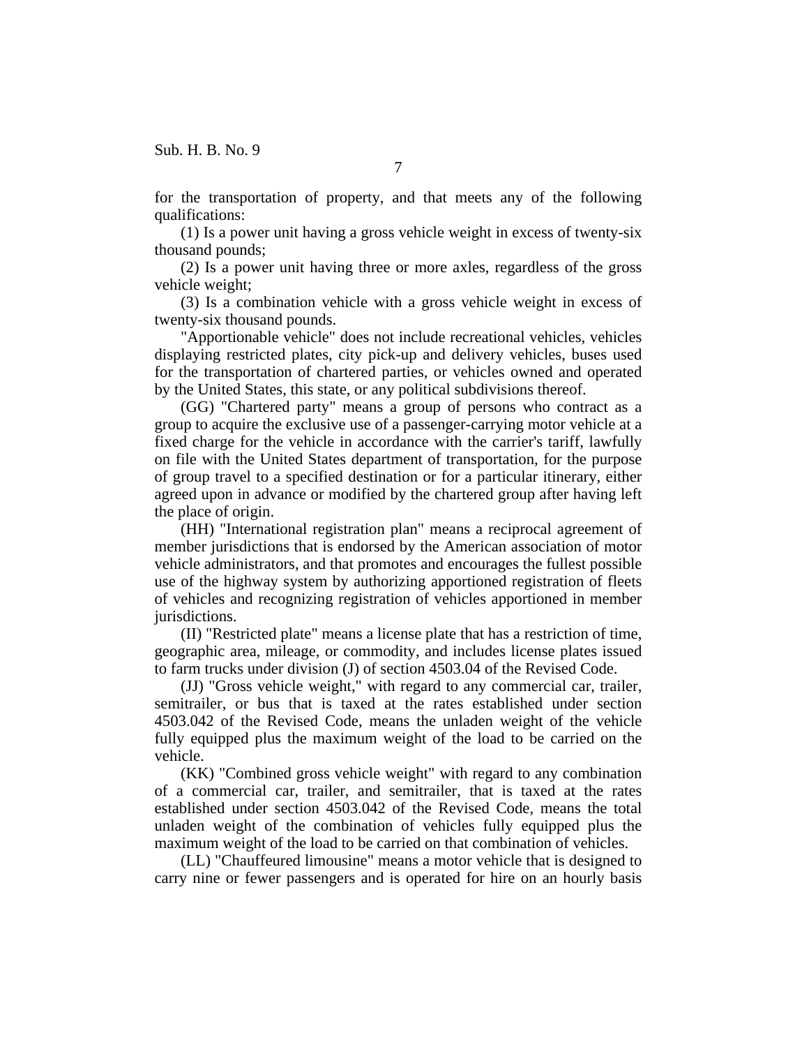for the transportation of property, and that meets any of the following qualifications:

(1) Is a power unit having a gross vehicle weight in excess of twenty-six thousand pounds;

(2) Is a power unit having three or more axles, regardless of the gross vehicle weight;

(3) Is a combination vehicle with a gross vehicle weight in excess of twenty-six thousand pounds.

"Apportionable vehicle" does not include recreational vehicles, vehicles displaying restricted plates, city pick-up and delivery vehicles, buses used for the transportation of chartered parties, or vehicles owned and operated by the United States, this state, or any political subdivisions thereof.

(GG) "Chartered party" means a group of persons who contract as a group to acquire the exclusive use of a passenger-carrying motor vehicle at a fixed charge for the vehicle in accordance with the carrier's tariff, lawfully on file with the United States department of transportation, for the purpose of group travel to a specified destination or for a particular itinerary, either agreed upon in advance or modified by the chartered group after having left the place of origin.

(HH) "International registration plan" means a reciprocal agreement of member jurisdictions that is endorsed by the American association of motor vehicle administrators, and that promotes and encourages the fullest possible use of the highway system by authorizing apportioned registration of fleets of vehicles and recognizing registration of vehicles apportioned in member jurisdictions.

(II) "Restricted plate" means a license plate that has a restriction of time, geographic area, mileage, or commodity, and includes license plates issued to farm trucks under division (J) of section 4503.04 of the Revised Code.

(JJ) "Gross vehicle weight," with regard to any commercial car, trailer, semitrailer, or bus that is taxed at the rates established under section 4503.042 of the Revised Code, means the unladen weight of the vehicle fully equipped plus the maximum weight of the load to be carried on the vehicle.

(KK) "Combined gross vehicle weight" with regard to any combination of a commercial car, trailer, and semitrailer, that is taxed at the rates established under section 4503.042 of the Revised Code, means the total unladen weight of the combination of vehicles fully equipped plus the maximum weight of the load to be carried on that combination of vehicles.

(LL) "Chauffeured limousine" means a motor vehicle that is designed to carry nine or fewer passengers and is operated for hire on an hourly basis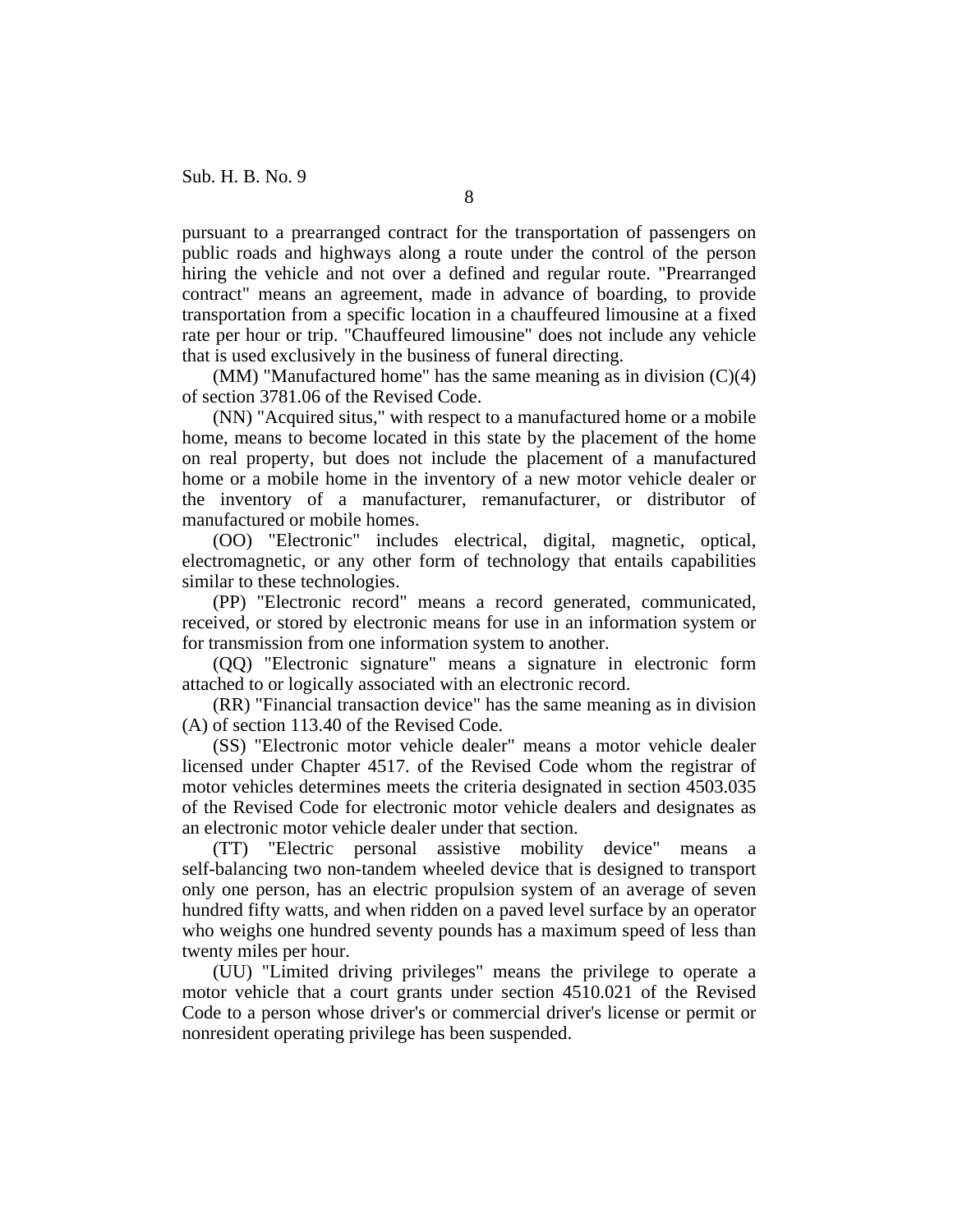pursuant to a prearranged contract for the transportation of passengers on public roads and highways along a route under the control of the person hiring the vehicle and not over a defined and regular route. "Prearranged contract" means an agreement, made in advance of boarding, to provide transportation from a specific location in a chauffeured limousine at a fixed rate per hour or trip. "Chauffeured limousine" does not include any vehicle that is used exclusively in the business of funeral directing.

(MM) "Manufactured home" has the same meaning as in division (C)(4) of section 3781.06 of the Revised Code.

(NN) "Acquired situs," with respect to a manufactured home or a mobile home, means to become located in this state by the placement of the home on real property, but does not include the placement of a manufactured home or a mobile home in the inventory of a new motor vehicle dealer or the inventory of a manufacturer, remanufacturer, or distributor of manufactured or mobile homes.

(OO) "Electronic" includes electrical, digital, magnetic, optical, electromagnetic, or any other form of technology that entails capabilities similar to these technologies.

(PP) "Electronic record" means a record generated, communicated, received, or stored by electronic means for use in an information system or for transmission from one information system to another.

(QQ) "Electronic signature" means a signature in electronic form attached to or logically associated with an electronic record.

(RR) "Financial transaction device" has the same meaning as in division (A) of section 113.40 of the Revised Code.

(SS) "Electronic motor vehicle dealer" means a motor vehicle dealer licensed under Chapter 4517. of the Revised Code whom the registrar of motor vehicles determines meets the criteria designated in section 4503.035 of the Revised Code for electronic motor vehicle dealers and designates as an electronic motor vehicle dealer under that section.

(TT) "Electric personal assistive mobility device" means a self-balancing two non-tandem wheeled device that is designed to transport only one person, has an electric propulsion system of an average of seven hundred fifty watts, and when ridden on a paved level surface by an operator who weighs one hundred seventy pounds has a maximum speed of less than twenty miles per hour.

(UU) "Limited driving privileges" means the privilege to operate a motor vehicle that a court grants under section 4510.021 of the Revised Code to a person whose driver's or commercial driver's license or permit or nonresident operating privilege has been suspended.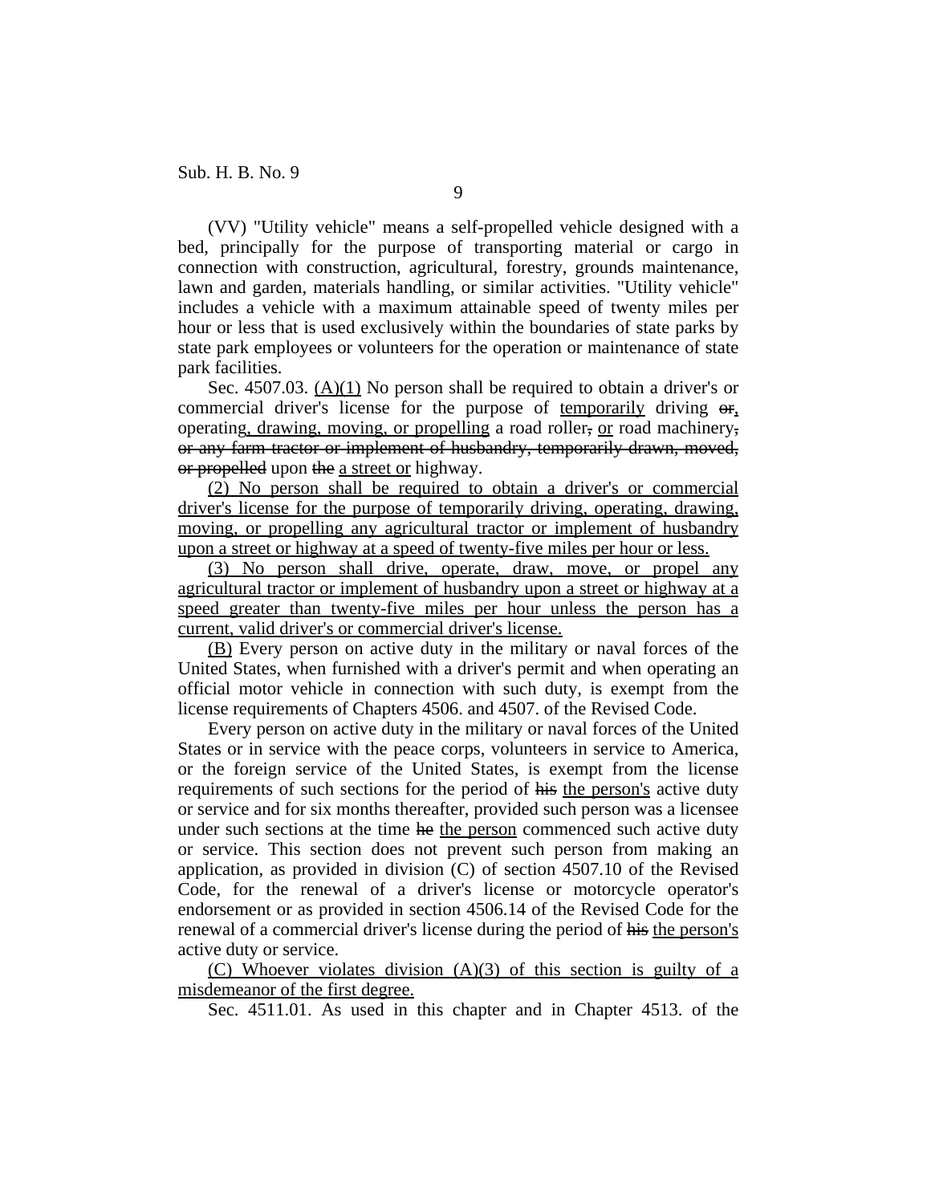(VV) "Utility vehicle" means a self-propelled vehicle designed with a bed, principally for the purpose of transporting material or cargo in connection with construction, agricultural, forestry, grounds maintenance, lawn and garden, materials handling, or similar activities. "Utility vehicle" includes a vehicle with a maximum attainable speed of twenty miles per hour or less that is used exclusively within the boundaries of state parks by state park employees or volunteers for the operation or maintenance of state park facilities.

Sec. 4507.03. <u>(A)(1)</u> No person shall be required to obtain a driver's or commercial driver's license for the purpose of <u>temporarily</u> driving ~~or~~<u>,</u> operating<u>, drawing, moving, or propelling</u> a road roller~~,~~ <u>or</u> road machinery~~, or any farm tractor or implement of husbandry, temporarily drawn, moved, or propelled~~ upon ~~the~~ <u>a street or</u> highway.

<u>(2) No person shall be required to obtain a driver's or commercial driver's license for the purpose of temporarily driving, operating, drawing, moving, or propelling any agricultural tractor or implement of husbandry upon a street or highway at a speed of twenty-five miles per hour or less.</u>

<u>(3) No person shall drive, operate, draw, move, or propel any agricultural tractor or implement of husbandry upon a street or highway at a speed greater than twenty-five miles per hour unless the person has a current, valid driver's or commercial driver's license.</u>

<u>(B)</u> Every person on active duty in the military or naval forces of the United States, when furnished with a driver's permit and when operating an official motor vehicle in connection with such duty, is exempt from the license requirements of Chapters 4506. and 4507. of the Revised Code.

Every person on active duty in the military or naval forces of the United States or in service with the peace corps, volunteers in service to America, or the foreign service of the United States, is exempt from the license requirements of such sections for the period of ~~his~~ <u>the person's</u> active duty or service and for six months thereafter, provided such person was a licensee under such sections at the time ~~he~~ <u>the person</u> commenced such active duty or service. This section does not prevent such person from making an application, as provided in division (C) of section 4507.10 of the Revised Code, for the renewal of a driver's license or motorcycle operator's endorsement or as provided in section 4506.14 of the Revised Code for the renewal of a commercial driver's license during the period of ~~his~~ <u>the person's</u> active duty or service.

<u>(C) Whoever violates division (A)(3) of this section is guilty of a misdemeanor of the first degree.</u>

Sec. 4511.01. As used in this chapter and in Chapter 4513. of the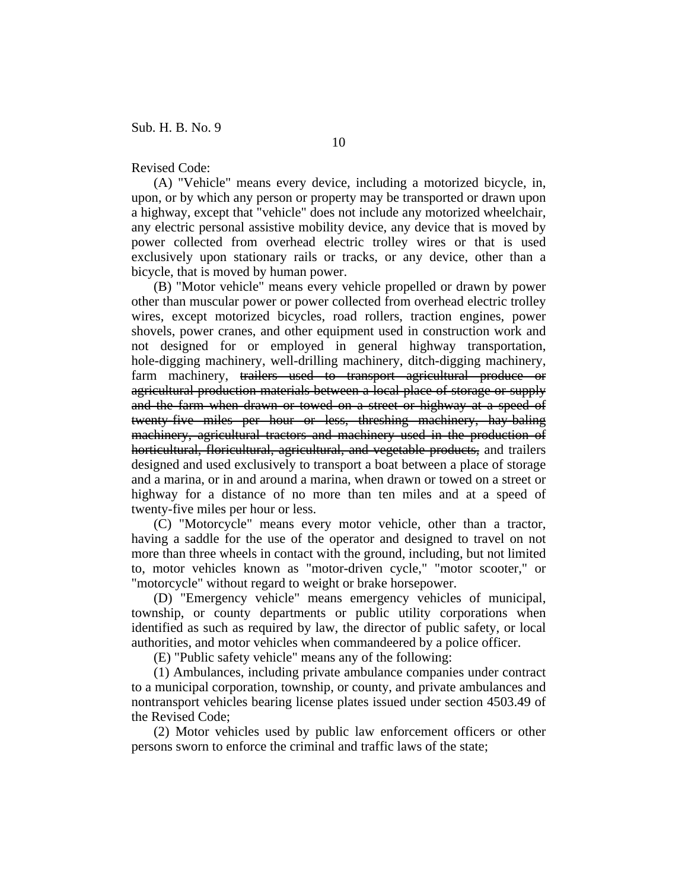Revised Code:

(A) "Vehicle" means every device, including a motorized bicycle, in, upon, or by which any person or property may be transported or drawn upon a highway, except that "vehicle" does not include any motorized wheelchair, any electric personal assistive mobility device, any device that is moved by power collected from overhead electric trolley wires or that is used exclusively upon stationary rails or tracks, or any device, other than a bicycle, that is moved by human power.

(B) "Motor vehicle" means every vehicle propelled or drawn by power other than muscular power or power collected from overhead electric trolley wires, except motorized bicycles, road rollers, traction engines, power shovels, power cranes, and other equipment used in construction work and not designed for or employed in general highway transportation, hole-digging machinery, well-drilling machinery, ditch-digging machinery, farm machinery, ~~trailers used to transport agricultural produce or agricultural production materials between a local place of storage or supply and the farm when drawn or towed on a street or highway at a speed of twenty-five miles per hour or less, threshing machinery, hay-baling machinery, agricultural tractors and machinery used in the production of horticultural, floricultural, agricultural, and vegetable products,~~ and trailers designed and used exclusively to transport a boat between a place of storage and a marina, or in and around a marina, when drawn or towed on a street or highway for a distance of no more than ten miles and at a speed of twenty-five miles per hour or less.

(C) "Motorcycle" means every motor vehicle, other than a tractor, having a saddle for the use of the operator and designed to travel on not more than three wheels in contact with the ground, including, but not limited to, motor vehicles known as "motor-driven cycle," "motor scooter," or "motorcycle" without regard to weight or brake horsepower.

(D) "Emergency vehicle" means emergency vehicles of municipal, township, or county departments or public utility corporations when identified as such as required by law, the director of public safety, or local authorities, and motor vehicles when commandeered by a police officer.

(E) "Public safety vehicle" means any of the following:

(1) Ambulances, including private ambulance companies under contract to a municipal corporation, township, or county, and private ambulances and nontransport vehicles bearing license plates issued under section 4503.49 of the Revised Code;

(2) Motor vehicles used by public law enforcement officers or other persons sworn to enforce the criminal and traffic laws of the state;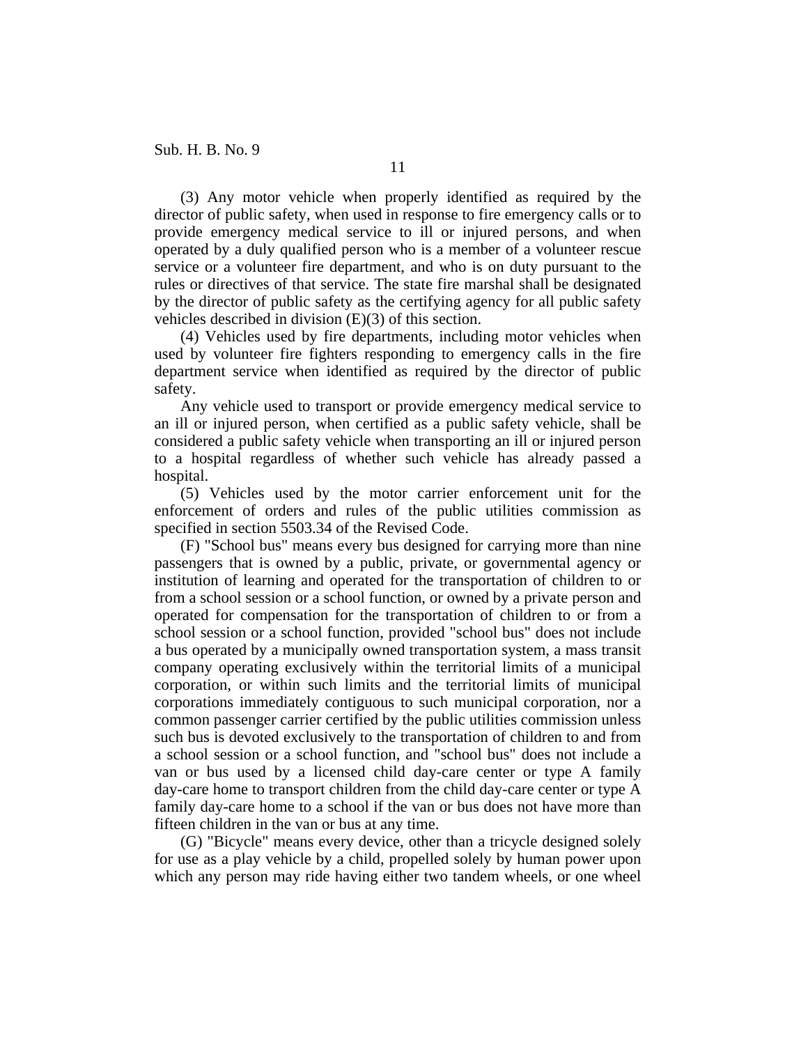(3) Any motor vehicle when properly identified as required by the director of public safety, when used in response to fire emergency calls or to provide emergency medical service to ill or injured persons, and when operated by a duly qualified person who is a member of a volunteer rescue service or a volunteer fire department, and who is on duty pursuant to the rules or directives of that service. The state fire marshal shall be designated by the director of public safety as the certifying agency for all public safety vehicles described in division (E)(3) of this section.

(4) Vehicles used by fire departments, including motor vehicles when used by volunteer fire fighters responding to emergency calls in the fire department service when identified as required by the director of public safety.

Any vehicle used to transport or provide emergency medical service to an ill or injured person, when certified as a public safety vehicle, shall be considered a public safety vehicle when transporting an ill or injured person to a hospital regardless of whether such vehicle has already passed a hospital.

(5) Vehicles used by the motor carrier enforcement unit for the enforcement of orders and rules of the public utilities commission as specified in section 5503.34 of the Revised Code.

(F) "School bus" means every bus designed for carrying more than nine passengers that is owned by a public, private, or governmental agency or institution of learning and operated for the transportation of children to or from a school session or a school function, or owned by a private person and operated for compensation for the transportation of children to or from a school session or a school function, provided "school bus" does not include a bus operated by a municipally owned transportation system, a mass transit company operating exclusively within the territorial limits of a municipal corporation, or within such limits and the territorial limits of municipal corporations immediately contiguous to such municipal corporation, nor a common passenger carrier certified by the public utilities commission unless such bus is devoted exclusively to the transportation of children to and from a school session or a school function, and "school bus" does not include a van or bus used by a licensed child day-care center or type A family day-care home to transport children from the child day-care center or type A family day-care home to a school if the van or bus does not have more than fifteen children in the van or bus at any time.

(G) "Bicycle" means every device, other than a tricycle designed solely for use as a play vehicle by a child, propelled solely by human power upon which any person may ride having either two tandem wheels, or one wheel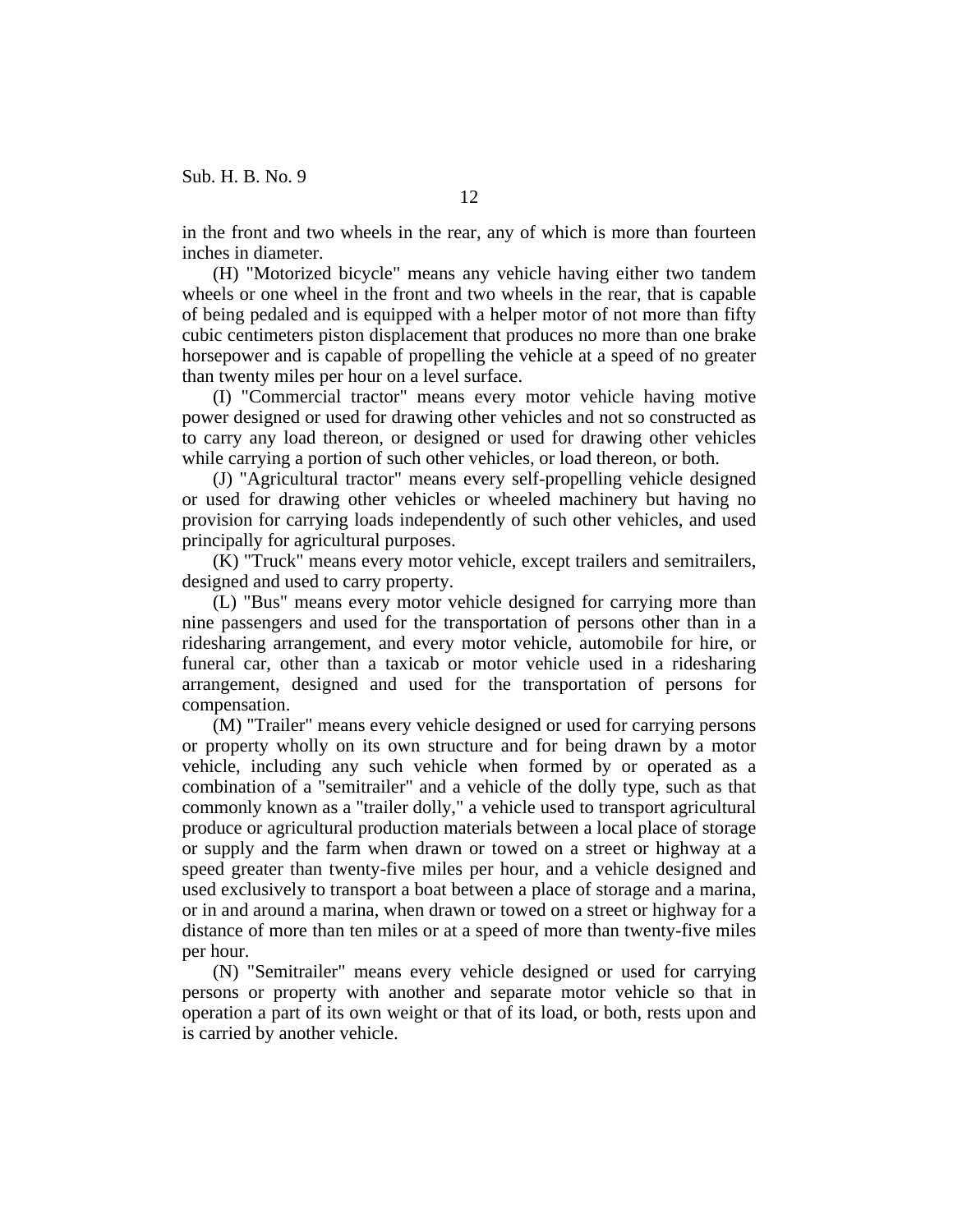in the front and two wheels in the rear, any of which is more than fourteen inches in diameter.

(H) "Motorized bicycle" means any vehicle having either two tandem wheels or one wheel in the front and two wheels in the rear, that is capable of being pedaled and is equipped with a helper motor of not more than fifty cubic centimeters piston displacement that produces no more than one brake horsepower and is capable of propelling the vehicle at a speed of no greater than twenty miles per hour on a level surface.

(I) "Commercial tractor" means every motor vehicle having motive power designed or used for drawing other vehicles and not so constructed as to carry any load thereon, or designed or used for drawing other vehicles while carrying a portion of such other vehicles, or load thereon, or both.

(J) "Agricultural tractor" means every self-propelling vehicle designed or used for drawing other vehicles or wheeled machinery but having no provision for carrying loads independently of such other vehicles, and used principally for agricultural purposes.

(K) "Truck" means every motor vehicle, except trailers and semitrailers, designed and used to carry property.

(L) "Bus" means every motor vehicle designed for carrying more than nine passengers and used for the transportation of persons other than in a ridesharing arrangement, and every motor vehicle, automobile for hire, or funeral car, other than a taxicab or motor vehicle used in a ridesharing arrangement, designed and used for the transportation of persons for compensation.

(M) "Trailer" means every vehicle designed or used for carrying persons or property wholly on its own structure and for being drawn by a motor vehicle, including any such vehicle when formed by or operated as a combination of a "semitrailer" and a vehicle of the dolly type, such as that commonly known as a "trailer dolly," a vehicle used to transport agricultural produce or agricultural production materials between a local place of storage or supply and the farm when drawn or towed on a street or highway at a speed greater than twenty-five miles per hour, and a vehicle designed and used exclusively to transport a boat between a place of storage and a marina, or in and around a marina, when drawn or towed on a street or highway for a distance of more than ten miles or at a speed of more than twenty-five miles per hour.

(N) "Semitrailer" means every vehicle designed or used for carrying persons or property with another and separate motor vehicle so that in operation a part of its own weight or that of its load, or both, rests upon and is carried by another vehicle.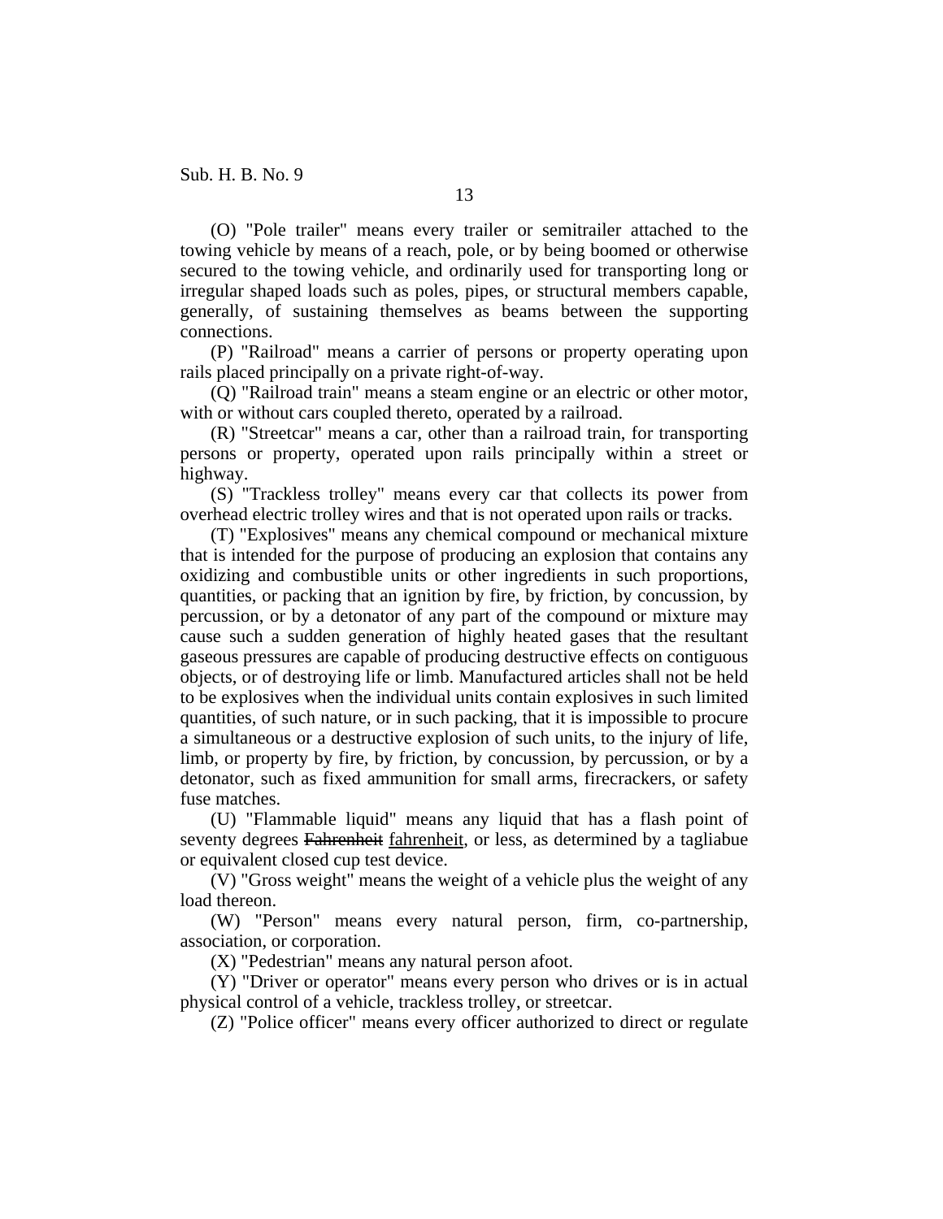(O) "Pole trailer" means every trailer or semitrailer attached to the towing vehicle by means of a reach, pole, or by being boomed or otherwise secured to the towing vehicle, and ordinarily used for transporting long or irregular shaped loads such as poles, pipes, or structural members capable, generally, of sustaining themselves as beams between the supporting connections.

(P) "Railroad" means a carrier of persons or property operating upon rails placed principally on a private right-of-way.

(Q) "Railroad train" means a steam engine or an electric or other motor, with or without cars coupled thereto, operated by a railroad.

(R) "Streetcar" means a car, other than a railroad train, for transporting persons or property, operated upon rails principally within a street or highway.

(S) "Trackless trolley" means every car that collects its power from overhead electric trolley wires and that is not operated upon rails or tracks.

(T) "Explosives" means any chemical compound or mechanical mixture that is intended for the purpose of producing an explosion that contains any oxidizing and combustible units or other ingredients in such proportions, quantities, or packing that an ignition by fire, by friction, by concussion, by percussion, or by a detonator of any part of the compound or mixture may cause such a sudden generation of highly heated gases that the resultant gaseous pressures are capable of producing destructive effects on contiguous objects, or of destroying life or limb. Manufactured articles shall not be held to be explosives when the individual units contain explosives in such limited quantities, of such nature, or in such packing, that it is impossible to procure a simultaneous or a destructive explosion of such units, to the injury of life, limb, or property by fire, by friction, by concussion, by percussion, or by a detonator, such as fixed ammunition for small arms, firecrackers, or safety fuse matches.

(U) "Flammable liquid" means any liquid that has a flash point of seventy degrees ~~Fahrenheit~~ <u>fahrenheit</u>, or less, as determined by a tagliabue or equivalent closed cup test device.

(V) "Gross weight" means the weight of a vehicle plus the weight of any load thereon.

(W) "Person" means every natural person, firm, co-partnership, association, or corporation.

(X) "Pedestrian" means any natural person afoot.

(Y) "Driver or operator" means every person who drives or is in actual physical control of a vehicle, trackless trolley, or streetcar.

(Z) "Police officer" means every officer authorized to direct or regulate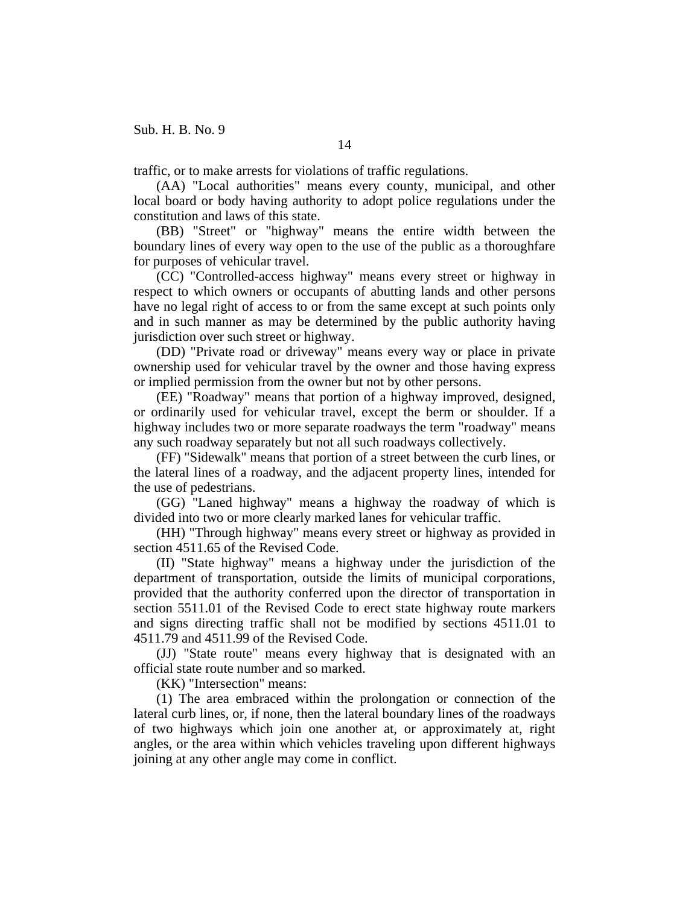traffic, or to make arrests for violations of traffic regulations.

(AA) "Local authorities" means every county, municipal, and other local board or body having authority to adopt police regulations under the constitution and laws of this state.

(BB) "Street" or "highway" means the entire width between the boundary lines of every way open to the use of the public as a thoroughfare for purposes of vehicular travel.

(CC) "Controlled-access highway" means every street or highway in respect to which owners or occupants of abutting lands and other persons have no legal right of access to or from the same except at such points only and in such manner as may be determined by the public authority having jurisdiction over such street or highway.

(DD) "Private road or driveway" means every way or place in private ownership used for vehicular travel by the owner and those having express or implied permission from the owner but not by other persons.

(EE) "Roadway" means that portion of a highway improved, designed, or ordinarily used for vehicular travel, except the berm or shoulder. If a highway includes two or more separate roadways the term "roadway" means any such roadway separately but not all such roadways collectively.

(FF) "Sidewalk" means that portion of a street between the curb lines, or the lateral lines of a roadway, and the adjacent property lines, intended for the use of pedestrians.

(GG) "Laned highway" means a highway the roadway of which is divided into two or more clearly marked lanes for vehicular traffic.

(HH) "Through highway" means every street or highway as provided in section 4511.65 of the Revised Code.

(II) "State highway" means a highway under the jurisdiction of the department of transportation, outside the limits of municipal corporations, provided that the authority conferred upon the director of transportation in section 5511.01 of the Revised Code to erect state highway route markers and signs directing traffic shall not be modified by sections 4511.01 to 4511.79 and 4511.99 of the Revised Code.

(JJ) "State route" means every highway that is designated with an official state route number and so marked.

(KK) "Intersection" means:

(1) The area embraced within the prolongation or connection of the lateral curb lines, or, if none, then the lateral boundary lines of the roadways of two highways which join one another at, or approximately at, right angles, or the area within which vehicles traveling upon different highways joining at any other angle may come in conflict.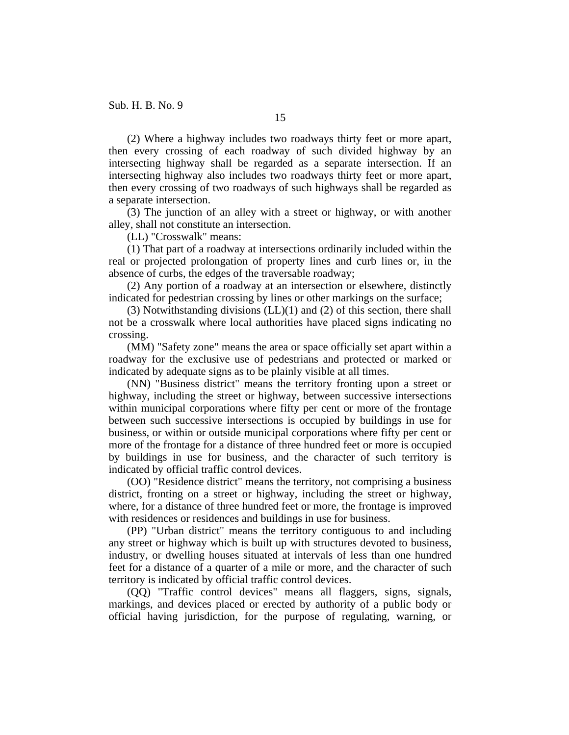(2) Where a highway includes two roadways thirty feet or more apart, then every crossing of each roadway of such divided highway by an intersecting highway shall be regarded as a separate intersection. If an intersecting highway also includes two roadways thirty feet or more apart, then every crossing of two roadways of such highways shall be regarded as a separate intersection.

(3) The junction of an alley with a street or highway, or with another alley, shall not constitute an intersection.

(LL) "Crosswalk" means:

(1) That part of a roadway at intersections ordinarily included within the real or projected prolongation of property lines and curb lines or, in the absence of curbs, the edges of the traversable roadway;

(2) Any portion of a roadway at an intersection or elsewhere, distinctly indicated for pedestrian crossing by lines or other markings on the surface;

(3) Notwithstanding divisions (LL)(1) and (2) of this section, there shall not be a crosswalk where local authorities have placed signs indicating no crossing.

(MM) "Safety zone" means the area or space officially set apart within a roadway for the exclusive use of pedestrians and protected or marked or indicated by adequate signs as to be plainly visible at all times.

(NN) "Business district" means the territory fronting upon a street or highway, including the street or highway, between successive intersections within municipal corporations where fifty per cent or more of the frontage between such successive intersections is occupied by buildings in use for business, or within or outside municipal corporations where fifty per cent or more of the frontage for a distance of three hundred feet or more is occupied by buildings in use for business, and the character of such territory is indicated by official traffic control devices.

(OO) "Residence district" means the territory, not comprising a business district, fronting on a street or highway, including the street or highway, where, for a distance of three hundred feet or more, the frontage is improved with residences or residences and buildings in use for business.

(PP) "Urban district" means the territory contiguous to and including any street or highway which is built up with structures devoted to business, industry, or dwelling houses situated at intervals of less than one hundred feet for a distance of a quarter of a mile or more, and the character of such territory is indicated by official traffic control devices.

(QQ) "Traffic control devices" means all flaggers, signs, signals, markings, and devices placed or erected by authority of a public body or official having jurisdiction, for the purpose of regulating, warning, or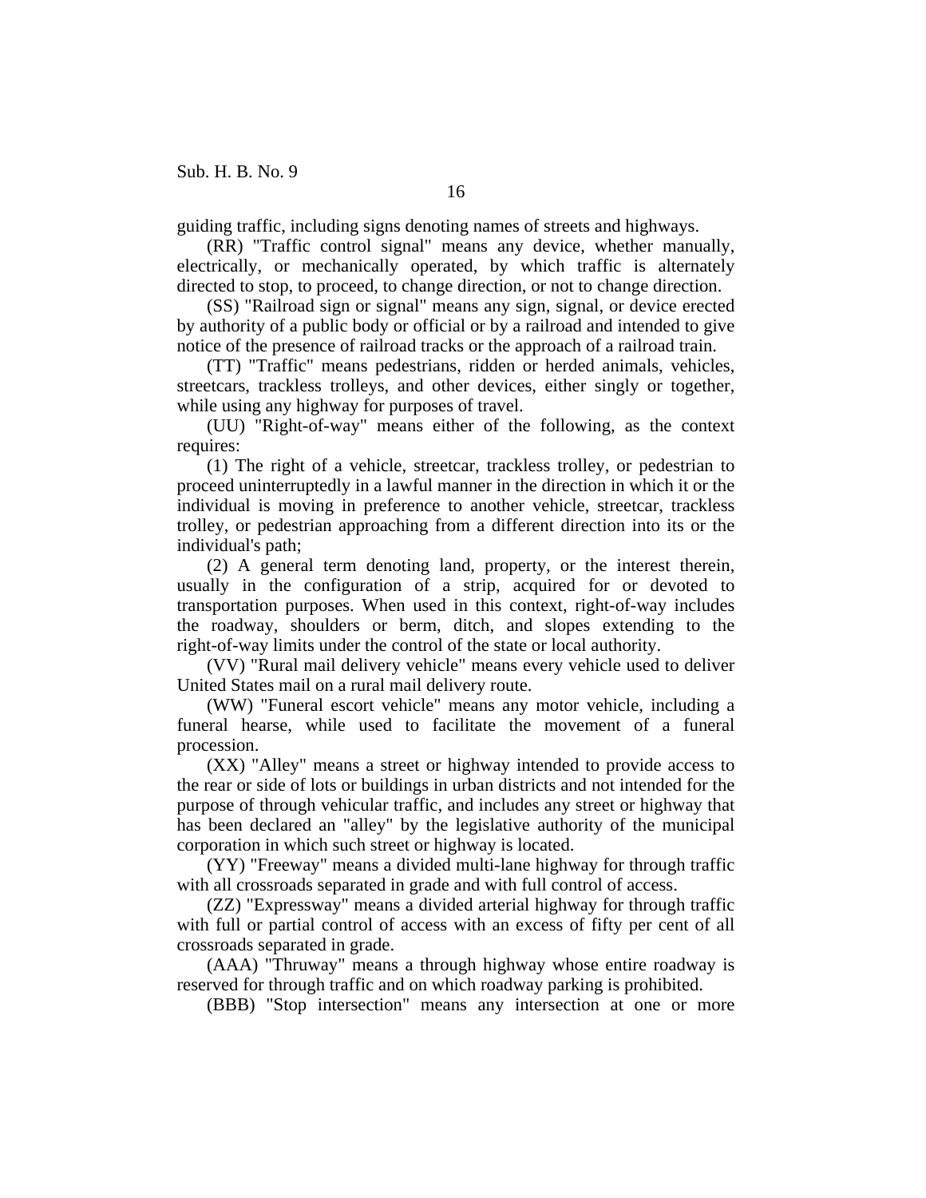guiding traffic, including signs denoting names of streets and highways.

(RR) "Traffic control signal" means any device, whether manually, electrically, or mechanically operated, by which traffic is alternately directed to stop, to proceed, to change direction, or not to change direction.

(SS) "Railroad sign or signal" means any sign, signal, or device erected by authority of a public body or official or by a railroad and intended to give notice of the presence of railroad tracks or the approach of a railroad train.

(TT) "Traffic" means pedestrians, ridden or herded animals, vehicles, streetcars, trackless trolleys, and other devices, either singly or together, while using any highway for purposes of travel.

(UU) "Right-of-way" means either of the following, as the context requires:

(1) The right of a vehicle, streetcar, trackless trolley, or pedestrian to proceed uninterruptedly in a lawful manner in the direction in which it or the individual is moving in preference to another vehicle, streetcar, trackless trolley, or pedestrian approaching from a different direction into its or the individual's path;

(2) A general term denoting land, property, or the interest therein, usually in the configuration of a strip, acquired for or devoted to transportation purposes. When used in this context, right-of-way includes the roadway, shoulders or berm, ditch, and slopes extending to the right-of-way limits under the control of the state or local authority.

(VV) "Rural mail delivery vehicle" means every vehicle used to deliver United States mail on a rural mail delivery route.

(WW) "Funeral escort vehicle" means any motor vehicle, including a funeral hearse, while used to facilitate the movement of a funeral procession.

(XX) "Alley" means a street or highway intended to provide access to the rear or side of lots or buildings in urban districts and not intended for the purpose of through vehicular traffic, and includes any street or highway that has been declared an "alley" by the legislative authority of the municipal corporation in which such street or highway is located.

(YY) "Freeway" means a divided multi-lane highway for through traffic with all crossroads separated in grade and with full control of access.

(ZZ) "Expressway" means a divided arterial highway for through traffic with full or partial control of access with an excess of fifty per cent of all crossroads separated in grade.

(AAA) "Thruway" means a through highway whose entire roadway is reserved for through traffic and on which roadway parking is prohibited.

(BBB) "Stop intersection" means any intersection at one or more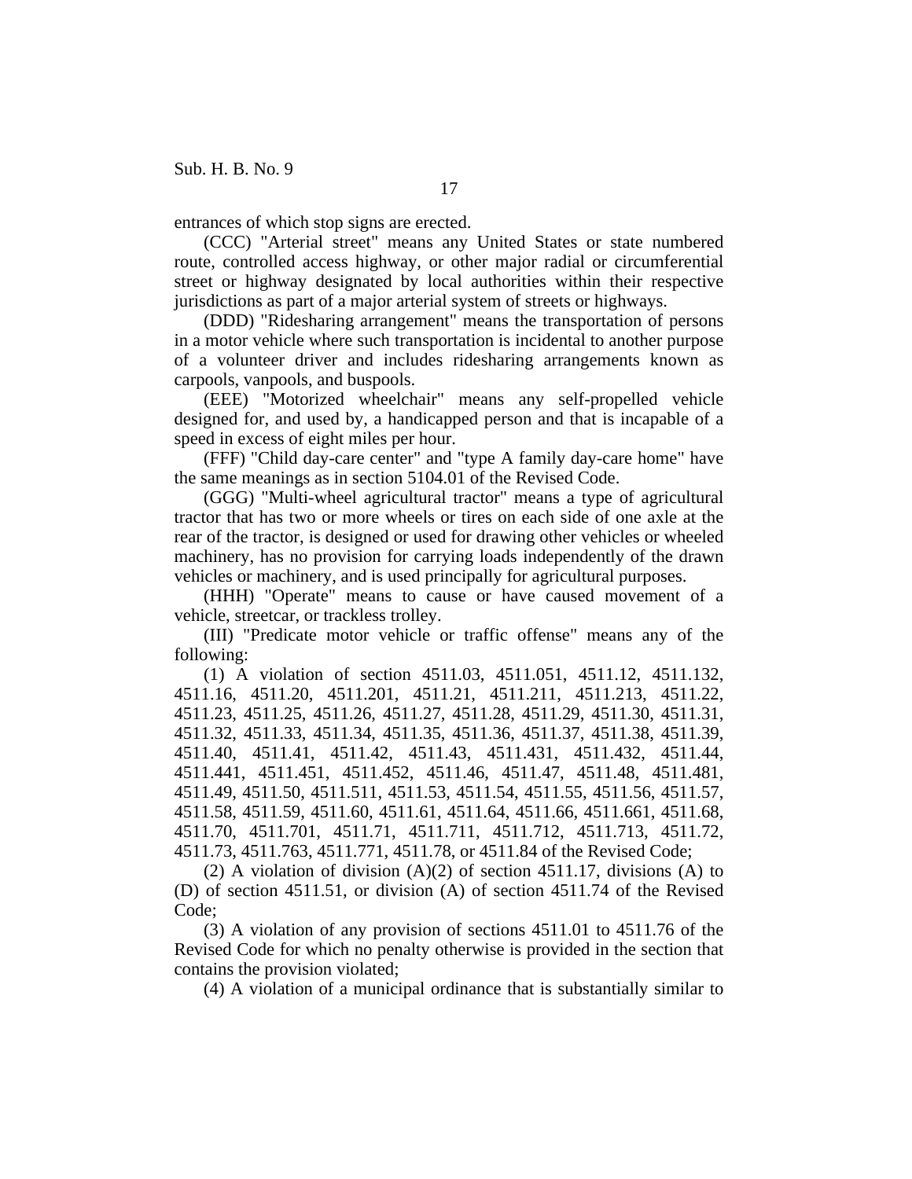entrances of which stop signs are erected.

(CCC) "Arterial street" means any United States or state numbered route, controlled access highway, or other major radial or circumferential street or highway designated by local authorities within their respective jurisdictions as part of a major arterial system of streets or highways.

(DDD) "Ridesharing arrangement" means the transportation of persons in a motor vehicle where such transportation is incidental to another purpose of a volunteer driver and includes ridesharing arrangements known as carpools, vanpools, and buspools.

(EEE) "Motorized wheelchair" means any self-propelled vehicle designed for, and used by, a handicapped person and that is incapable of a speed in excess of eight miles per hour.

(FFF) "Child day-care center" and "type A family day-care home" have the same meanings as in section 5104.01 of the Revised Code.

(GGG) "Multi-wheel agricultural tractor" means a type of agricultural tractor that has two or more wheels or tires on each side of one axle at the rear of the tractor, is designed or used for drawing other vehicles or wheeled machinery, has no provision for carrying loads independently of the drawn vehicles or machinery, and is used principally for agricultural purposes.

(HHH) "Operate" means to cause or have caused movement of a vehicle, streetcar, or trackless trolley.

(III) "Predicate motor vehicle or traffic offense" means any of the following:

(1) A violation of section 4511.03, 4511.051, 4511.12, 4511.132, 4511.16, 4511.20, 4511.201, 4511.21, 4511.211, 4511.213, 4511.22, 4511.23, 4511.25, 4511.26, 4511.27, 4511.28, 4511.29, 4511.30, 4511.31, 4511.32, 4511.33, 4511.34, 4511.35, 4511.36, 4511.37, 4511.38, 4511.39, 4511.40, 4511.41, 4511.42, 4511.43, 4511.431, 4511.432, 4511.44, 4511.441, 4511.451, 4511.452, 4511.46, 4511.47, 4511.48, 4511.481, 4511.49, 4511.50, 4511.511, 4511.53, 4511.54, 4511.55, 4511.56, 4511.57, 4511.58, 4511.59, 4511.60, 4511.61, 4511.64, 4511.66, 4511.661, 4511.68, 4511.70, 4511.701, 4511.71, 4511.711, 4511.712, 4511.713, 4511.72, 4511.73, 4511.763, 4511.771, 4511.78, or 4511.84 of the Revised Code;

(2) A violation of division (A)(2) of section 4511.17, divisions (A) to (D) of section 4511.51, or division (A) of section 4511.74 of the Revised Code;

(3) A violation of any provision of sections 4511.01 to 4511.76 of the Revised Code for which no penalty otherwise is provided in the section that contains the provision violated;

(4) A violation of a municipal ordinance that is substantially similar to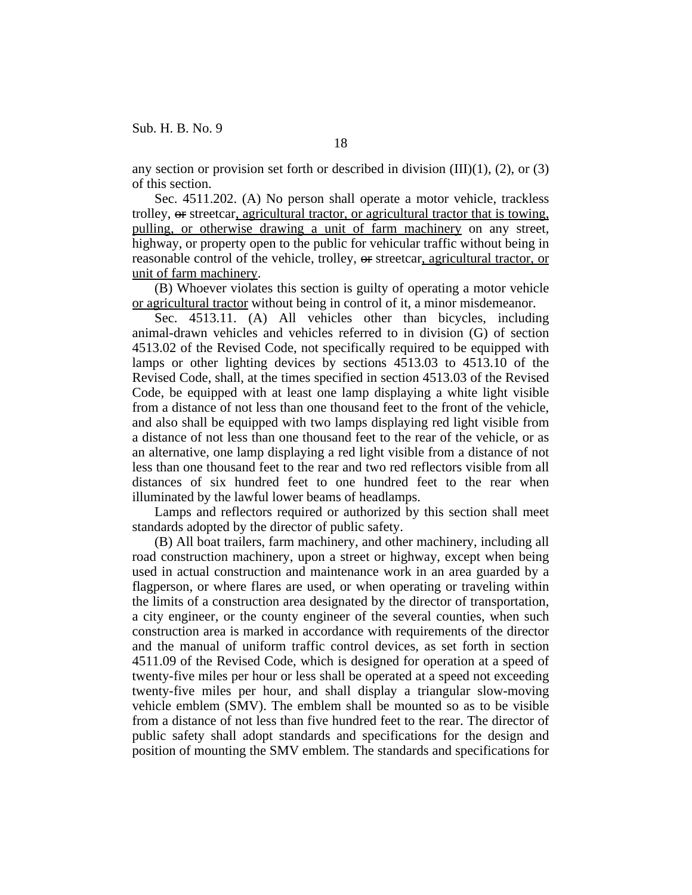any section or provision set forth or described in division (III)(1), (2), or (3) of this section.

Sec. 4511.202. (A) No person shall operate a motor vehicle, trackless trolley, ~~or~~ streetcar, agricultural tractor, or agricultural tractor that is towing, pulling, or otherwise drawing a unit of farm machinery on any street, highway, or property open to the public for vehicular traffic without being in reasonable control of the vehicle, trolley, ~~or~~ streetcar, agricultural tractor, or unit of farm machinery.

(B) Whoever violates this section is guilty of operating a motor vehicle or agricultural tractor without being in control of it, a minor misdemeanor.

Sec. 4513.11. (A) All vehicles other than bicycles, including animal-drawn vehicles and vehicles referred to in division (G) of section 4513.02 of the Revised Code, not specifically required to be equipped with lamps or other lighting devices by sections 4513.03 to 4513.10 of the Revised Code, shall, at the times specified in section 4513.03 of the Revised Code, be equipped with at least one lamp displaying a white light visible from a distance of not less than one thousand feet to the front of the vehicle, and also shall be equipped with two lamps displaying red light visible from a distance of not less than one thousand feet to the rear of the vehicle, or as an alternative, one lamp displaying a red light visible from a distance of not less than one thousand feet to the rear and two red reflectors visible from all distances of six hundred feet to one hundred feet to the rear when illuminated by the lawful lower beams of headlamps.

Lamps and reflectors required or authorized by this section shall meet standards adopted by the director of public safety.

(B) All boat trailers, farm machinery, and other machinery, including all road construction machinery, upon a street or highway, except when being used in actual construction and maintenance work in an area guarded by a flagperson, or where flares are used, or when operating or traveling within the limits of a construction area designated by the director of transportation, a city engineer, or the county engineer of the several counties, when such construction area is marked in accordance with requirements of the director and the manual of uniform traffic control devices, as set forth in section 4511.09 of the Revised Code, which is designed for operation at a speed of twenty-five miles per hour or less shall be operated at a speed not exceeding twenty-five miles per hour, and shall display a triangular slow-moving vehicle emblem (SMV). The emblem shall be mounted so as to be visible from a distance of not less than five hundred feet to the rear. The director of public safety shall adopt standards and specifications for the design and position of mounting the SMV emblem. The standards and specifications for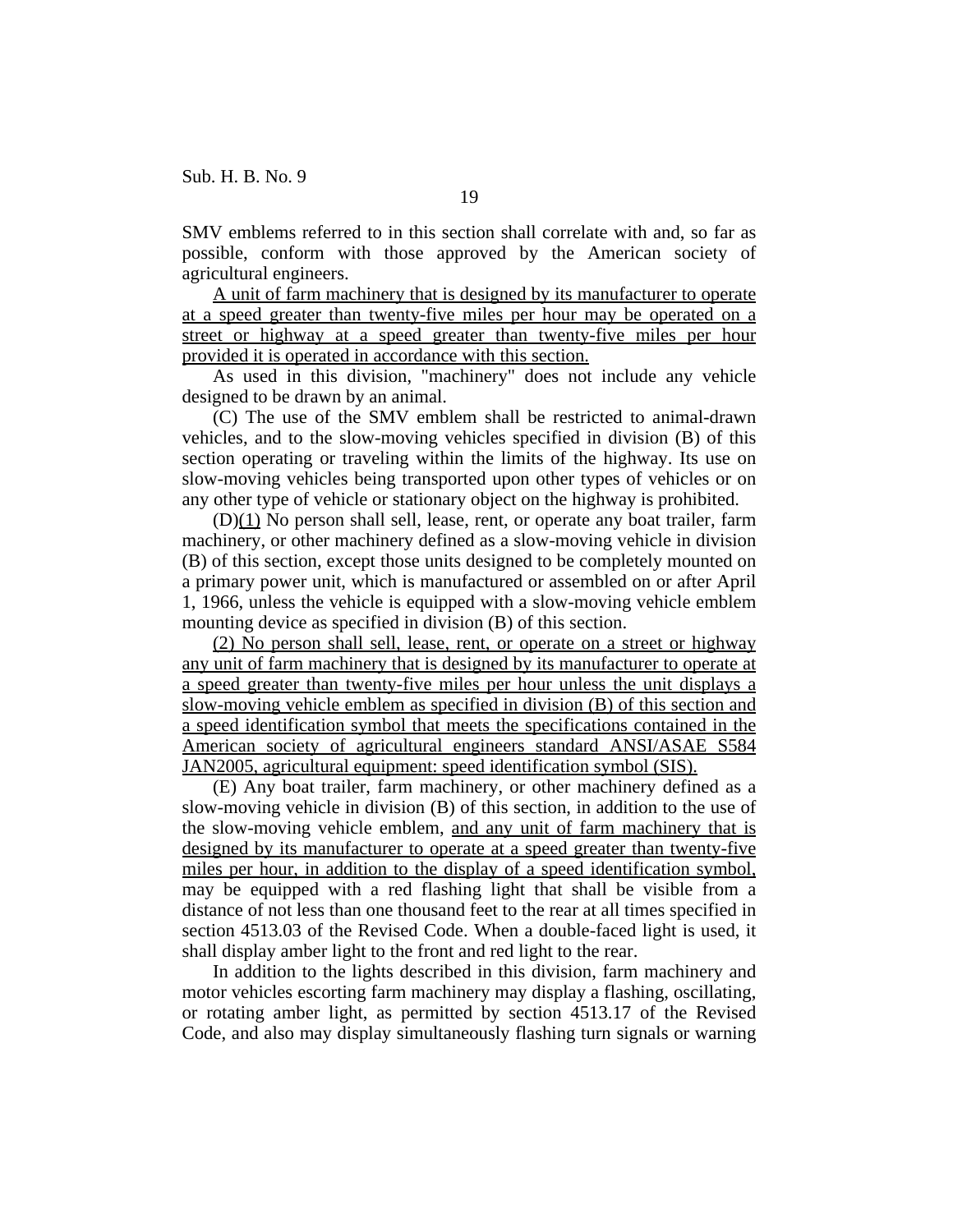SMV emblems referred to in this section shall correlate with and, so far as possible, conform with those approved by the American society of agricultural engineers.

<u>A unit of farm machinery that is designed by its manufacturer to operate at a speed greater than twenty-five miles per hour may be operated on a street or highway at a speed greater than twenty-five miles per hour provided it is operated in accordance with this section.</u>

As used in this division, "machinery" does not include any vehicle designed to be drawn by an animal.

(C) The use of the SMV emblem shall be restricted to animal-drawn vehicles, and to the slow-moving vehicles specified in division (B) of this section operating or traveling within the limits of the highway. Its use on slow-moving vehicles being transported upon other types of vehicles or on any other type of vehicle or stationary object on the highway is prohibited.

(D)<u>(1)</u> No person shall sell, lease, rent, or operate any boat trailer, farm machinery, or other machinery defined as a slow-moving vehicle in division (B) of this section, except those units designed to be completely mounted on a primary power unit, which is manufactured or assembled on or after April 1, 1966, unless the vehicle is equipped with a slow-moving vehicle emblem mounting device as specified in division (B) of this section.

<u>(2) No person shall sell, lease, rent, or operate on a street or highway any unit of farm machinery that is designed by its manufacturer to operate at a speed greater than twenty-five miles per hour unless the unit displays a slow-moving vehicle emblem as specified in division (B) of this section and a speed identification symbol that meets the specifications contained in the American society of agricultural engineers standard ANSI/ASAE S584 JAN2005, agricultural equipment: speed identification symbol (SIS).</u>

(E) Any boat trailer, farm machinery, or other machinery defined as a slow-moving vehicle in division (B) of this section, in addition to the use of the slow-moving vehicle emblem, <u>and any unit of farm machinery that is designed by its manufacturer to operate at a speed greater than twenty-five miles per hour, in addition to the display of a speed identification symbol,</u> may be equipped with a red flashing light that shall be visible from a distance of not less than one thousand feet to the rear at all times specified in section 4513.03 of the Revised Code. When a double-faced light is used, it shall display amber light to the front and red light to the rear.

In addition to the lights described in this division, farm machinery and motor vehicles escorting farm machinery may display a flashing, oscillating, or rotating amber light, as permitted by section 4513.17 of the Revised Code, and also may display simultaneously flashing turn signals or warning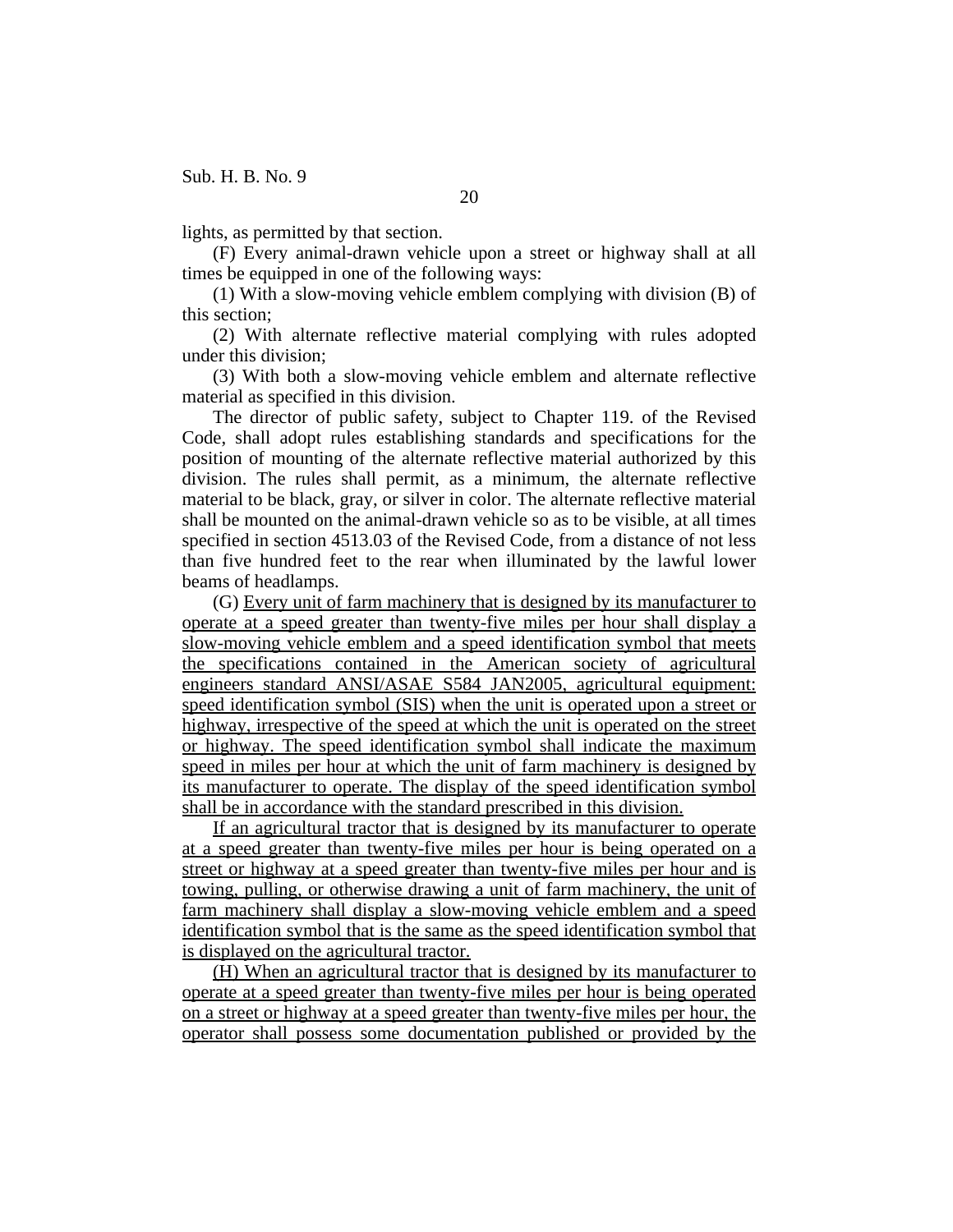lights, as permitted by that section.

(F) Every animal-drawn vehicle upon a street or highway shall at all times be equipped in one of the following ways:

(1) With a slow-moving vehicle emblem complying with division (B) of this section;

(2) With alternate reflective material complying with rules adopted under this division;

(3) With both a slow-moving vehicle emblem and alternate reflective material as specified in this division.

The director of public safety, subject to Chapter 119. of the Revised Code, shall adopt rules establishing standards and specifications for the position of mounting of the alternate reflective material authorized by this division. The rules shall permit, as a minimum, the alternate reflective material to be black, gray, or silver in color. The alternate reflective material shall be mounted on the animal-drawn vehicle so as to be visible, at all times specified in section 4513.03 of the Revised Code, from a distance of not less than five hundred feet to the rear when illuminated by the lawful lower beams of headlamps.

(G) <u>Every unit of farm machinery that is designed by its manufacturer to operate at a speed greater than twenty-five miles per hour shall display a slow-moving vehicle emblem and a speed identification symbol that meets the specifications contained in the American society of agricultural engineers standard ANSI/ASAE S584 JAN2005, agricultural equipment: speed identification symbol (SIS) when the unit is operated upon a street or highway, irrespective of the speed at which the unit is operated on the street or highway. The speed identification symbol shall indicate the maximum speed in miles per hour at which the unit of farm machinery is designed by its manufacturer to operate. The display of the speed identification symbol shall be in accordance with the standard prescribed in this division.</u>

<u>If an agricultural tractor that is designed by its manufacturer to operate at a speed greater than twenty-five miles per hour is being operated on a street or highway at a speed greater than twenty-five miles per hour and is towing, pulling, or otherwise drawing a unit of farm machinery, the unit of farm machinery shall display a slow-moving vehicle emblem and a speed identification symbol that is the same as the speed identification symbol that is displayed on the agricultural tractor.</u>

<u>(H) When an agricultural tractor that is designed by its manufacturer to operate at a speed greater than twenty-five miles per hour is being operated on a street or highway at a speed greater than twenty-five miles per hour, the operator shall possess some documentation published or provided by the</u>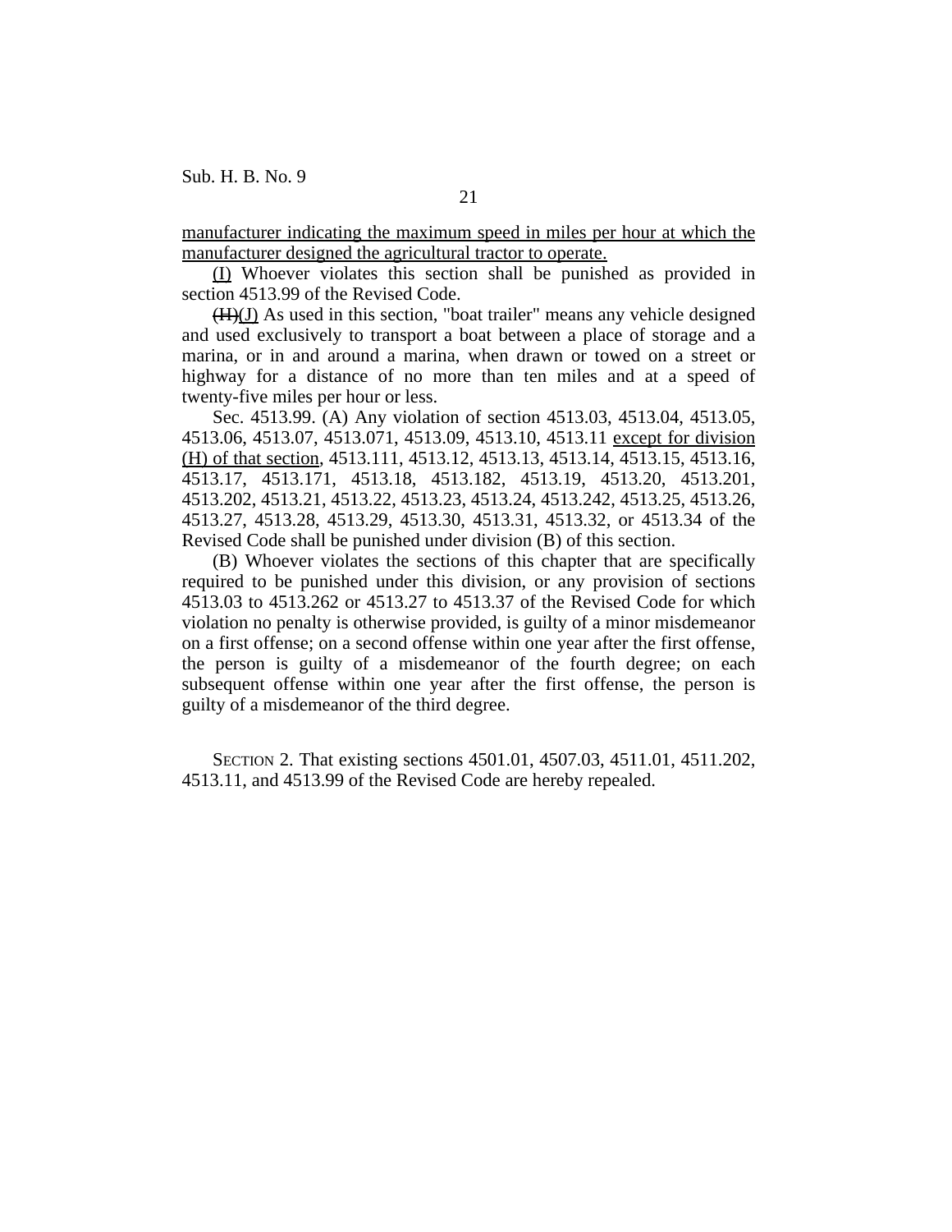manufacturer indicating the maximum speed in miles per hour at which the manufacturer designed the agricultural tractor to operate.

(I) Whoever violates this section shall be punished as provided in section 4513.99 of the Revised Code.

~~(H)~~(J) As used in this section, "boat trailer" means any vehicle designed and used exclusively to transport a boat between a place of storage and a marina, or in and around a marina, when drawn or towed on a street or highway for a distance of no more than ten miles and at a speed of twenty-five miles per hour or less.

Sec. 4513.99. (A) Any violation of section 4513.03, 4513.04, 4513.05, 4513.06, 4513.07, 4513.071, 4513.09, 4513.10, 4513.11 except for division (H) of that section, 4513.111, 4513.12, 4513.13, 4513.14, 4513.15, 4513.16, 4513.17, 4513.171, 4513.18, 4513.182, 4513.19, 4513.20, 4513.201, 4513.202, 4513.21, 4513.22, 4513.23, 4513.24, 4513.242, 4513.25, 4513.26, 4513.27, 4513.28, 4513.29, 4513.30, 4513.31, 4513.32, or 4513.34 of the Revised Code shall be punished under division (B) of this section.

(B) Whoever violates the sections of this chapter that are specifically required to be punished under this division, or any provision of sections 4513.03 to 4513.262 or 4513.27 to 4513.37 of the Revised Code for which violation no penalty is otherwise provided, is guilty of a minor misdemeanor on a first offense; on a second offense within one year after the first offense, the person is guilty of a misdemeanor of the fourth degree; on each subsequent offense within one year after the first offense, the person is guilty of a misdemeanor of the third degree.

SECTION 2. That existing sections 4501.01, 4507.03, 4511.01, 4511.202, 4513.11, and 4513.99 of the Revised Code are hereby repealed.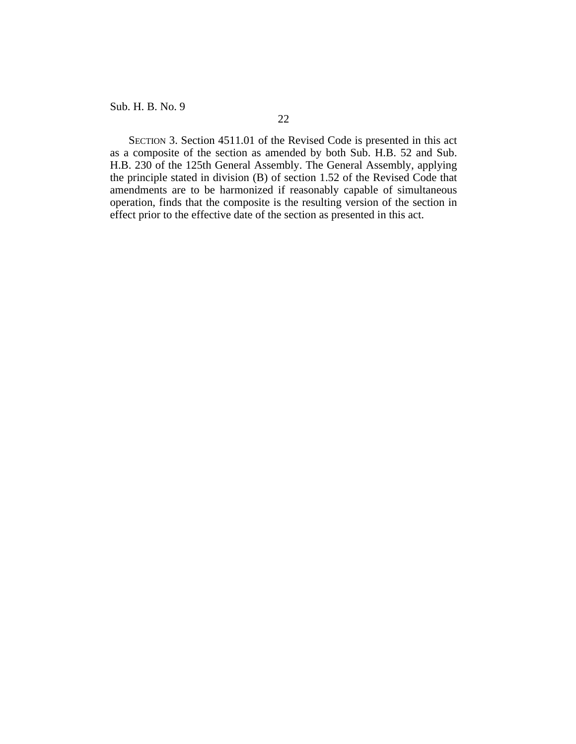SECTION 3. Section 4511.01 of the Revised Code is presented in this act as a composite of the section as amended by both Sub. H.B. 52 and Sub. H.B. 230 of the 125th General Assembly. The General Assembly, applying the principle stated in division (B) of section 1.52 of the Revised Code that amendments are to be harmonized if reasonably capable of simultaneous operation, finds that the composite is the resulting version of the section in effect prior to the effective date of the section as presented in this act.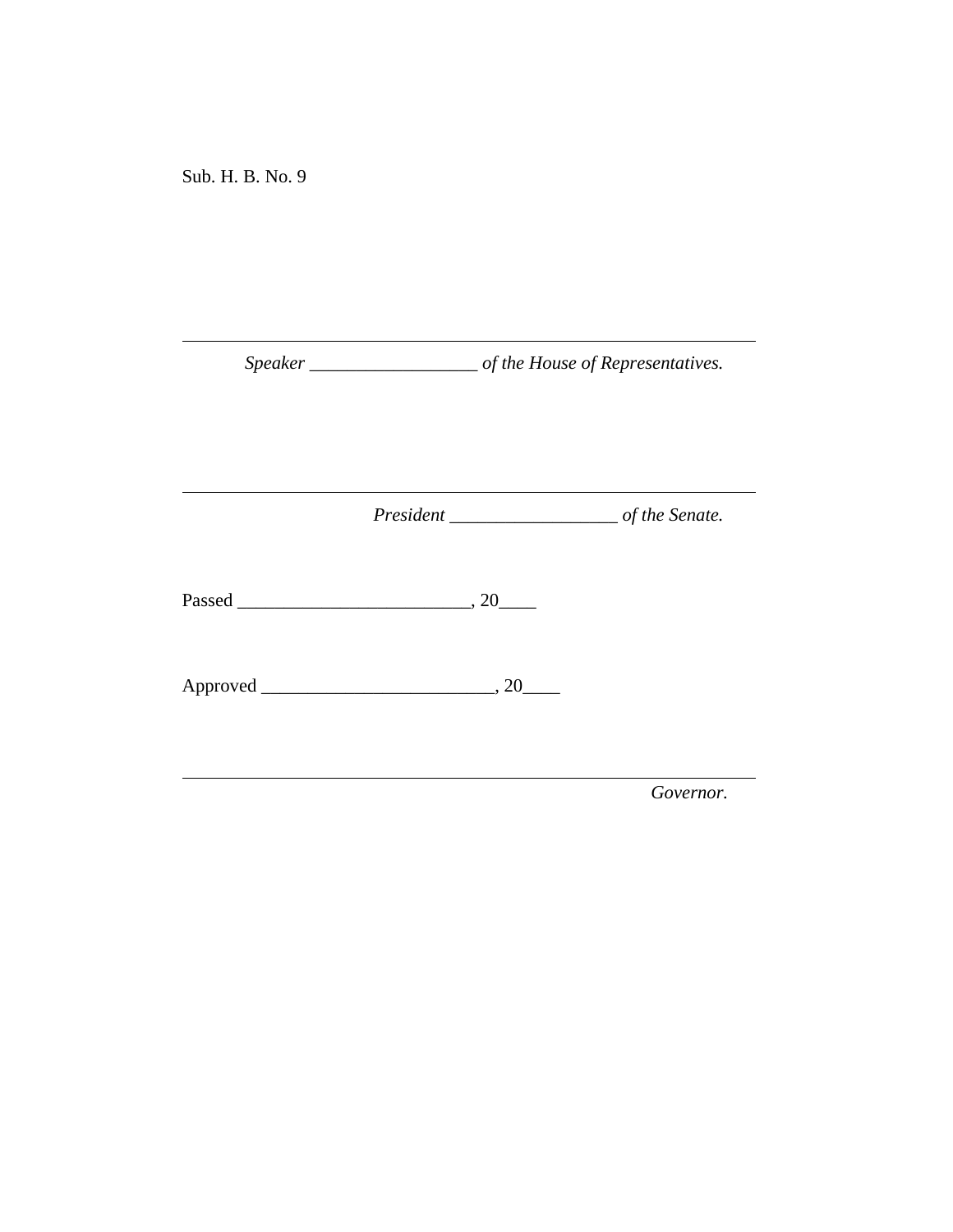Sub. H. B. No. 9

---

*Speaker* ___________________ *of the House of Representatives.*

---

*President* ___________________ *of the Senate.*

Passed __________________________, 20____

Approved __________________________, 20____

---

*Governor.*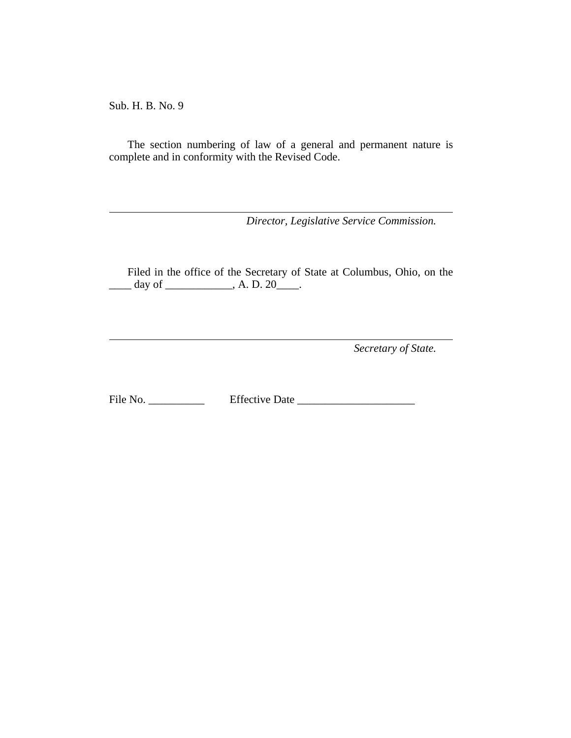Sub. H. B. No. 9

The section numbering of law of a general and permanent nature is complete and in conformity with the Revised Code.

______________________________________________________

*Director, Legislative Service Commission.*

Filed in the office of the Secretary of State at Columbus, Ohio, on the ____ day of ____________, A. D. 20____.

______________________________________________________

*Secretary of State.*

File No. __________ Effective Date _____________________